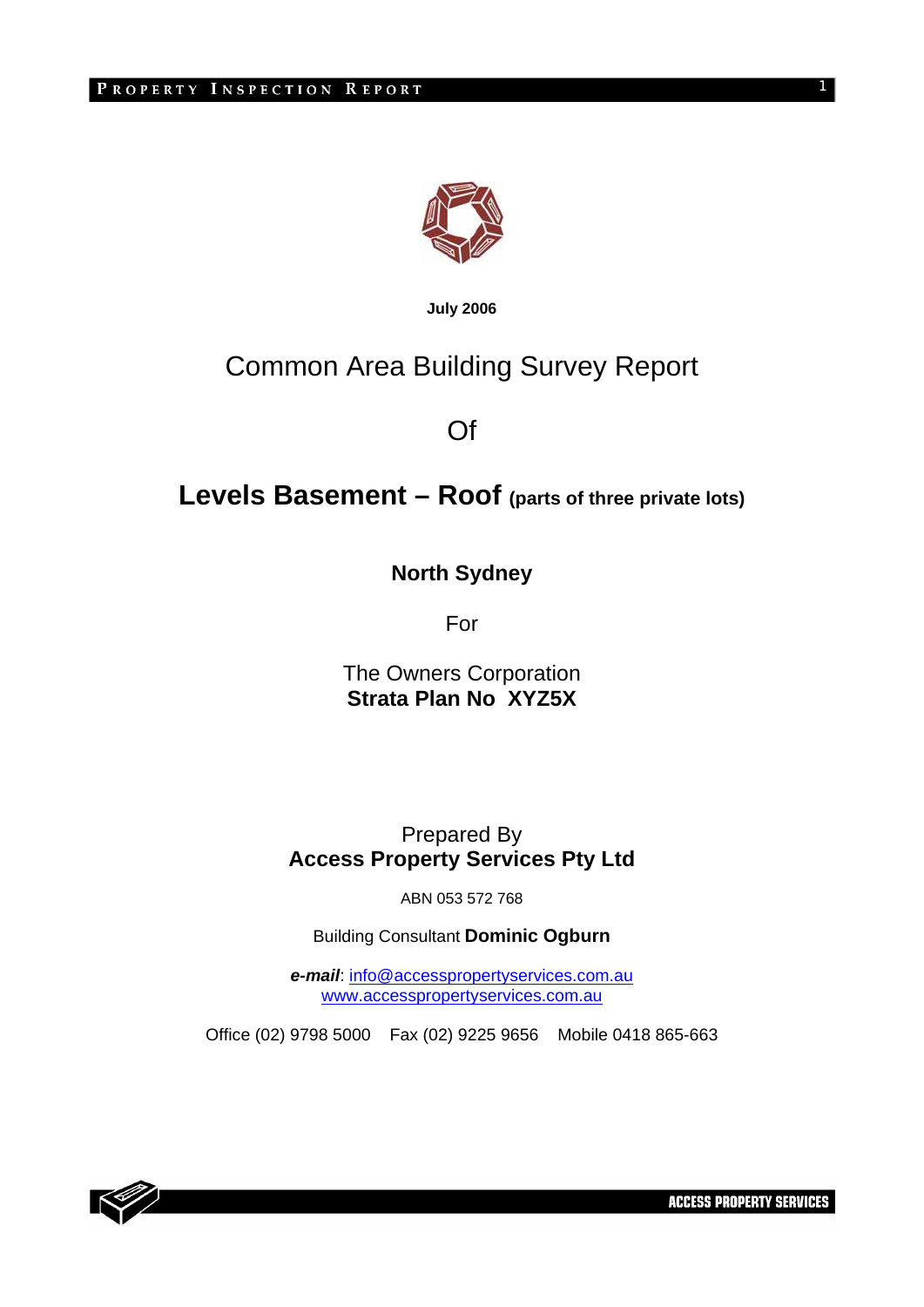**July 2006**

# Common Area Building Survey Report

# Of

# Levels Basement – Roof (parts of three private lots)

## North Sydney

For

The Owners Corporation
**Strata Plan No XYZ5X**

Prepared By
**Access Property Services Pty Ltd**

ABN 053 572 768

Building Consultant **Dominic Ogburn**

***e-mail***: info@accesspropertyservices.com.au
www.accesspropertyservices.com.au

Office (02) 9798 5000 Fax (02) 9225 9656 Mobile 0418 865-663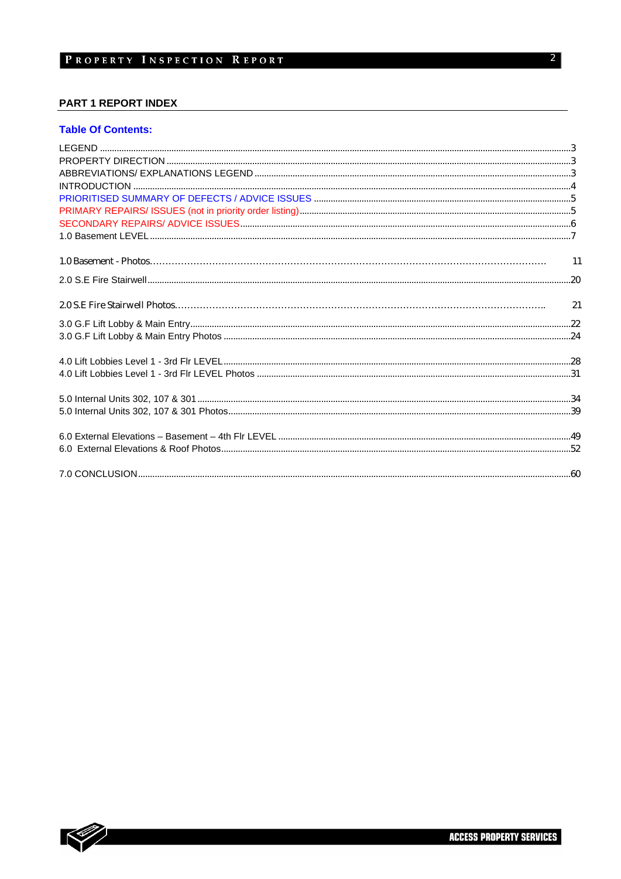## PART 1 REPORT INDEX

### Table Of Contents:

LEGEND ........................................................................................................................................3
PROPERTY DIRECTION ..............................................................................................................3
ABBREVIATIONS/ EXPLANATIONS LEGEND ...........................................................................3
INTRODUCTION ...........................................................................................................................4
PRIORITISED SUMMARY OF DEFECTS / ADVICE ISSUES ......................................................5
PRIMARY REPAIRS/ ISSUES (not in priority order listing)...........................................................5
SECONDARY REPAIRS/ ADVICE ISSUES...................................................................................6
1.0 Basement LEVEL.......................................................................................................................7

1.0 Basement - Photos.......................................................................................................................11

2.0 S.E Fire Stairwell.........................................................................................................................20

2.0 S.E Fire Stairwell Photos..............................................................................................................21

3.0 G.F Lift Lobby & Main Entry..........................................................................................................22
3.0 G.F Lift Lobby & Main Entry Photos ..............................................................................................24

4.0 Lift Lobbies Level 1 - 3rd Flr LEVEL................................................................................................28
4.0 Lift Lobbies Level 1 - 3rd Flr LEVEL Photos ...................................................................................31

5.0 Internal Units 302, 107 & 301 ..........................................................................................................34
5.0 Internal Units 302, 107 & 301 Photos...............................................................................................39

6.0 External Elevations – Basement – 4th Flr LEVEL ..........................................................................49
6.0 External Elevations & Roof Photos.................................................................................................52

7.0 CONCLUSION..................................................................................................................................60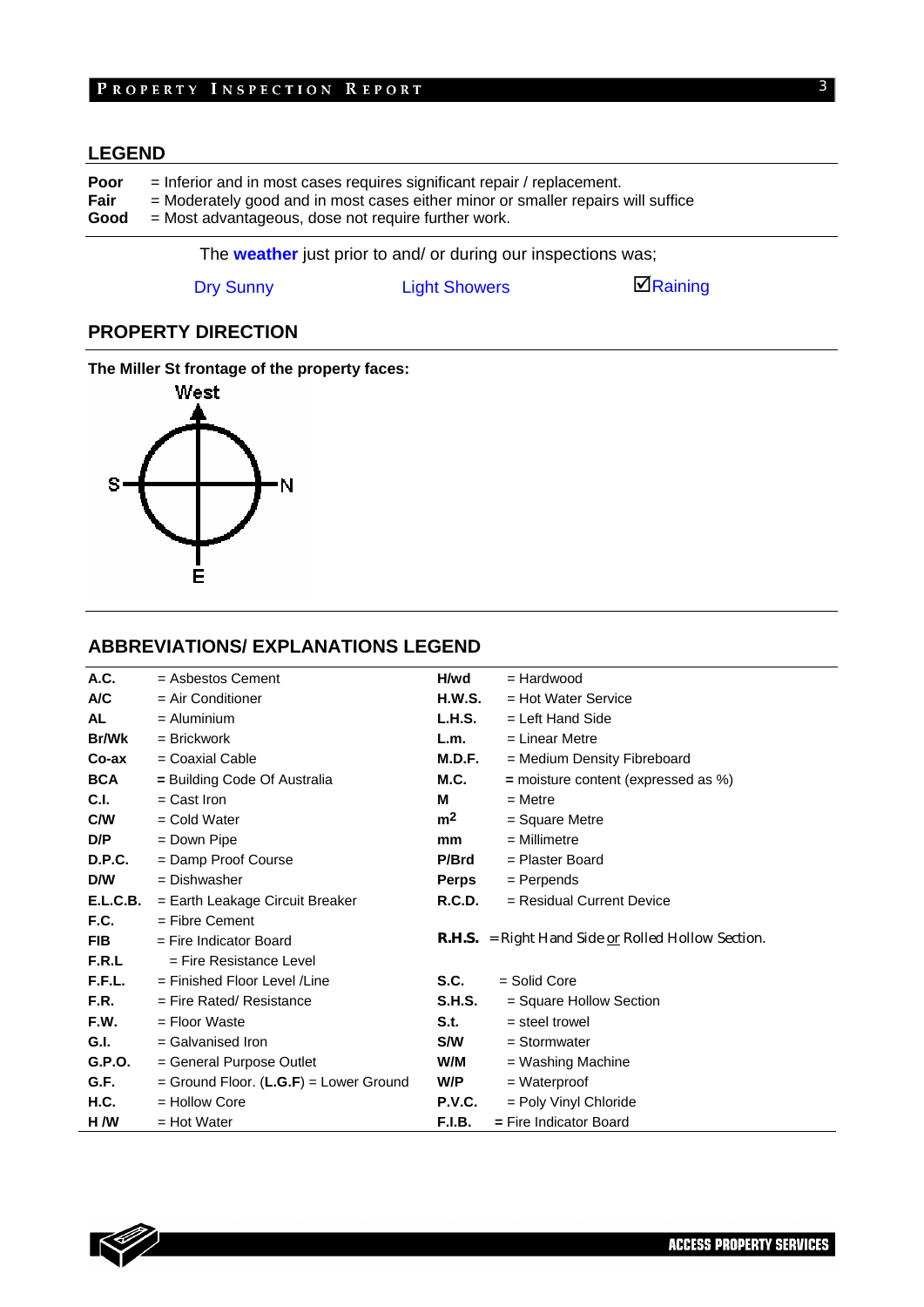## LEGEND

**Poor** = Inferior and in most cases requires significant repair / replacement.
**Fair** = Moderately good and in most cases either minor or smaller repairs will suffice
**Good** = Most advantageous, dose not require further work.

The **weather** just prior to and/ or during our inspections was;

Dry Sunny Light Showers ☑Raining

## PROPERTY DIRECTION

**The Miller St frontage of the property faces:**

West

S N

E

## ABBREVIATIONS/ EXPLANATIONS LEGEND

| | | | |
|---|---|---|---|
| **A.C.** | = Asbestos Cement | **H/wd** | = Hardwood |
| **A/C** | = Air Conditioner | **H.W.S.** | = Hot Water Service |
| **AL** | = Aluminium | **L.H.S.** | = Left Hand Side |
| **Br/Wk** | = Brickwork | **L.m.** | = Linear Metre |
| **Co-ax** | = Coaxial Cable | **M.D.F.** | = Medium Density Fibreboard |
| **BCA** | = Building Code Of Australia | **M.C.** | = moisture content (expressed as %) |
| **C.I.** | = Cast Iron | **M** | = Metre |
| **C/W** | = Cold Water | **m2** | = Square Metre |
| **D/P** | = Down Pipe | **mm** | = Millimetre |
| **D.P.C.** | = Damp Proof Course | **P/Brd** | = Plaster Board |
| **D/W** | = Dishwasher | **Perps** | = Perpends |
| **E.L.C.B.** | = Earth Leakage Circuit Breaker | **R.C.D.** | = Residual Current Device |
| **F.C.** | = Fibre Cement | | |
| **FIB** | = Fire Indicator Board | **R.H.S.** | = Right Hand Side or Rolled Hollow Section. |
| **F.R.L** | = Fire Resistance Level | | |
| **F.F.L.** | = Finished Floor Level /Line | **S.C.** | = Solid Core |
| **F.R.** | = Fire Rated/ Resistance | **S.H.S.** | = Square Hollow Section |
| **F.W.** | = Floor Waste | **S.t.** | = steel trowel |
| **G.I.** | = Galvanised Iron | **S/W** | = Stormwater |
| **G.P.O.** | = General Purpose Outlet | **W/M** | = Washing Machine |
| **G.F.** | = Ground Floor. (**L.G.F**) = Lower Ground | **W/P** | = Waterproof |
| **H.C.** | = Hollow Core | **P.V.C.** | = Poly Vinyl Chloride |
| **H /W** | = Hot Water | **F.I.B.** | = Fire Indicator Board |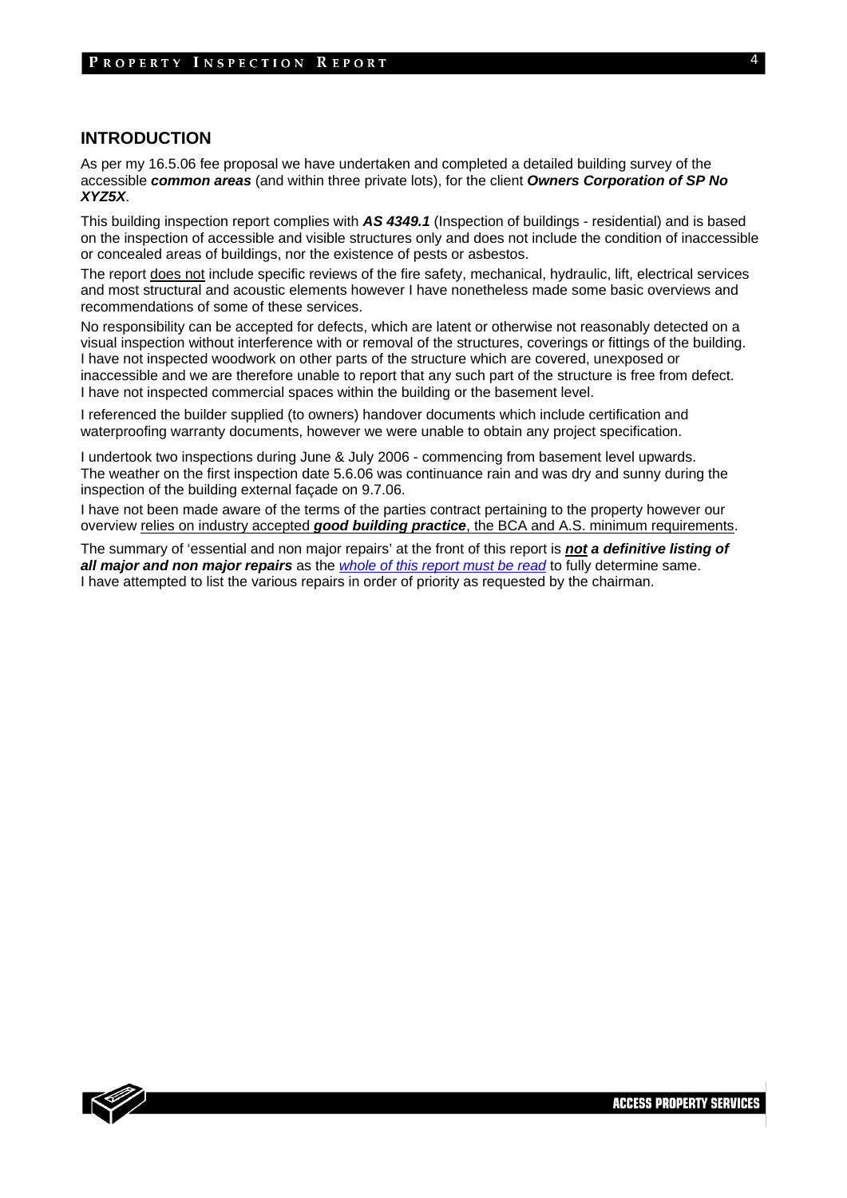## INTRODUCTION

As per my 16.5.06 fee proposal we have undertaken and completed a detailed building survey of the accessible ***common areas*** (and within three private lots), for the client ***Owners Corporation of SP No XYZ5X***.

This building inspection report complies with ***AS 4349.1*** (Inspection of buildings - residential) and is based on the inspection of accessible and visible structures only and does not include the condition of inaccessible or concealed areas of buildings, nor the existence of pests or asbestos.

The report <u>does not</u> include specific reviews of the fire safety, mechanical, hydraulic, lift, electrical services and most structural and acoustic elements however I have nonetheless made some basic overviews and recommendations of some of these services.

No responsibility can be accepted for defects, which are latent or otherwise not reasonably detected on a visual inspection without interference with or removal of the structures, coverings or fittings of the building. I have not inspected woodwork on other parts of the structure which are covered, unexposed or inaccessible and we are therefore unable to report that any such part of the structure is free from defect. I have not inspected commercial spaces within the building or the basement level.

I referenced the builder supplied (to owners) handover documents which include certification and waterproofing warranty documents, however we were unable to obtain any project specification.

I undertook two inspections during June & July 2006 - commencing from basement level upwards. The weather on the first inspection date 5.6.06 was continuance rain and was dry and sunny during the inspection of the building external façade on 9.7.06.

I have not been made aware of the terms of the parties contract pertaining to the property however our overview <u>relies on industry accepted ***good building practice***, the BCA and A.S. minimum requirements</u>.

The summary of 'essential and non major repairs' at the front of this report is ***<u>not</u> a definitive listing of all major and non major repairs*** as the *<u>whole of this report must be read</u>* to fully determine same. I have attempted to list the various repairs in order of priority as requested by the chairman.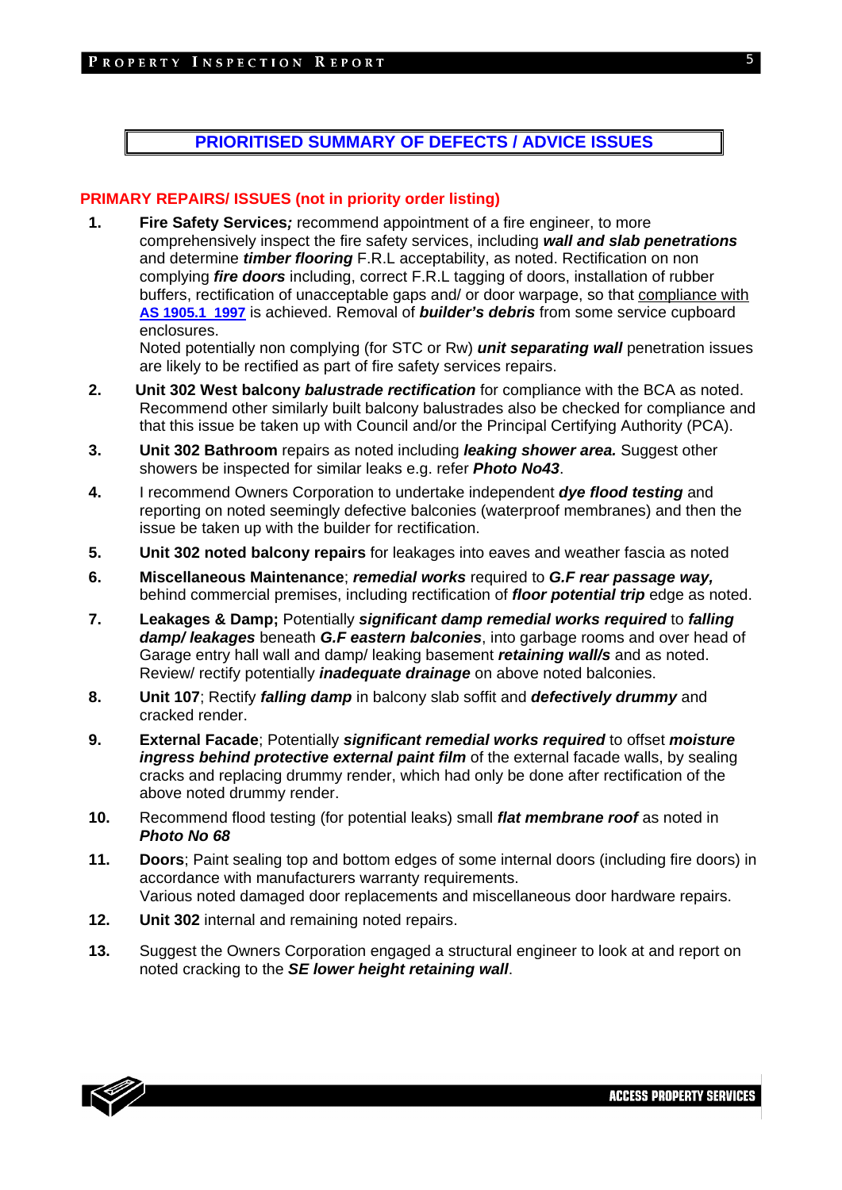## PRIORITISED SUMMARY OF DEFECTS / ADVICE ISSUES

### PRIMARY REPAIRS/ ISSUES (not in priority order listing)

1. **Fire Safety Services*;*** recommend appointment of a fire engineer, to more comprehensively inspect the fire safety services, including ***wall and slab penetrations*** and determine ***timber flooring*** F.R.L acceptability, as noted. Rectification on non complying ***fire doors*** including, correct F.R.L tagging of doors, installation of rubber buffers, rectification of unacceptable gaps and/ or door warpage, so that compliance with **AS 1905.1 1997** is achieved. Removal of ***builder's debris*** from some service cupboard enclosures.
   Noted potentially non complying (for STC or Rw) ***unit separating wall*** penetration issues are likely to be rectified as part of fire safety services repairs.
2. **Unit 302 West balcony *balustrade rectification*** for compliance with the BCA as noted. Recommend other similarly built balcony balustrades also be checked for compliance and that this issue be taken up with Council and/or the Principal Certifying Authority (PCA).
3. **Unit 302 Bathroom** repairs as noted including ***leaking shower area.*** Suggest other showers be inspected for similar leaks e.g. refer ***Photo No43***.
4. I recommend Owners Corporation to undertake independent ***dye flood testing*** and reporting on noted seemingly defective balconies (waterproof membranes) and then the issue be taken up with the builder for rectification.
5. **Unit 302 noted balcony repairs** for leakages into eaves and weather fascia as noted
6. **Miscellaneous Maintenance**; ***remedial works*** required to ***G.F rear passage way,*** behind commercial premises, including rectification of ***floor potential trip*** edge as noted.
7. **Leakages & Damp;** Potentially ***significant damp remedial works required*** to ***falling damp/ leakages*** beneath ***G.F eastern balconies***, into garbage rooms and over head of Garage entry hall wall and damp/ leaking basement ***retaining wall/s*** and as noted. Review/ rectify potentially ***inadequate drainage*** on above noted balconies.
8. **Unit 107**; Rectify ***falling damp*** in balcony slab soffit and ***defectively drummy*** and cracked render.
9. **External Facade**; Potentially ***significant remedial works required*** to offset ***moisture ingress behind protective external paint film*** of the external facade walls, by sealing cracks and replacing drummy render, which had only be done after rectification of the above noted drummy render.
10. Recommend flood testing (for potential leaks) small ***flat membrane roof*** as noted in ***Photo No 68***
11. **Doors**; Paint sealing top and bottom edges of some internal doors (including fire doors) in accordance with manufacturers warranty requirements.
    Various noted damaged door replacements and miscellaneous door hardware repairs.
12. **Unit 302** internal and remaining noted repairs.
13. Suggest the Owners Corporation engaged a structural engineer to look at and report on noted cracking to the ***SE lower height retaining wall***.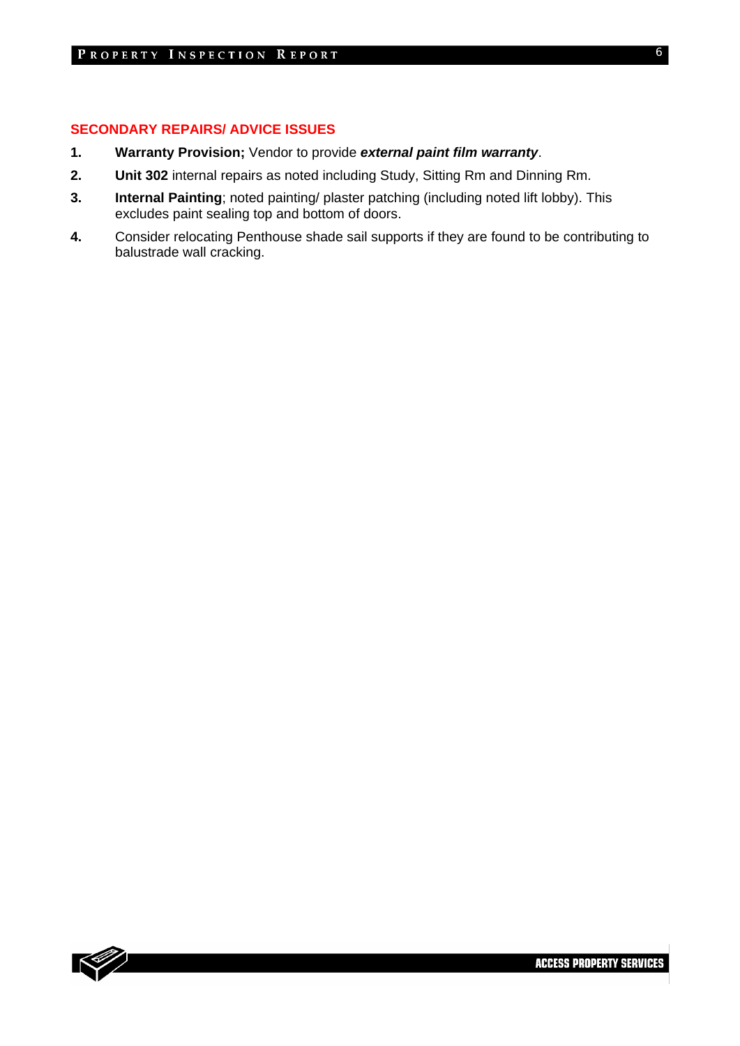## SECONDARY REPAIRS/ ADVICE ISSUES

1. **Warranty Provision;** Vendor to provide ***external paint film warranty***.
2. **Unit 302** internal repairs as noted including Study, Sitting Rm and Dinning Rm.
3. **Internal Painting**; noted painting/ plaster patching (including noted lift lobby). This excludes paint sealing top and bottom of doors.
4. Consider relocating Penthouse shade sail supports if they are found to be contributing to balustrade wall cracking.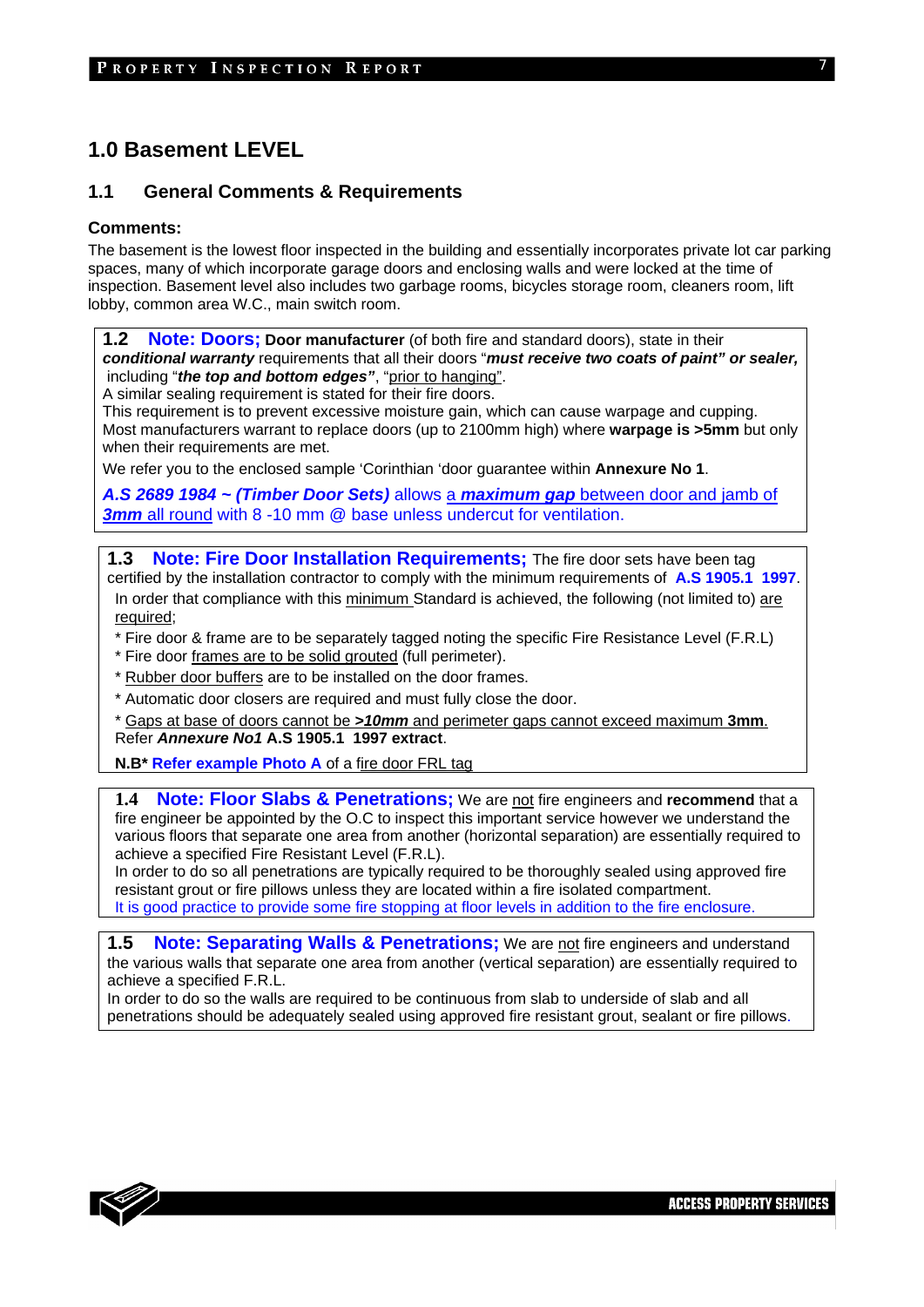## 1.0 Basement LEVEL

### 1.1 General Comments & Requirements

**Comments:**

The basement is the lowest floor inspected in the building and essentially incorporates private lot car parking spaces, many of which incorporate garage doors and enclosing walls and were locked at the time of inspection. Basement level also includes two garbage rooms, bicycles storage room, cleaners room, lift lobby, common area W.C., main switch room.

**1.2 Note: Doors;** **Door manufacturer** (of both fire and standard doors), state in their ***conditional warranty*** requirements that all their doors "***must receive two coats of paint" or sealer,*** including "***the top and bottom edges"***, "prior to hanging".
A similar sealing requirement is stated for their fire doors.
This requirement is to prevent excessive moisture gain, which can cause warpage and cupping.
Most manufacturers warrant to replace doors (up to 2100mm high) where **warpage is >5mm** but only when their requirements are met.

We refer you to the enclosed sample 'Corinthian 'door guarantee within **Annexure No 1**.

***A.S 2689 1984 ~ (Timber Door Sets)*** allows a ***maximum gap*** between door and jamb of ***3mm*** all round with 8 -10 mm @ base unless undercut for ventilation.

**1.3 Note: Fire Door Installation Requirements;** The fire door sets have been tag certified by the installation contractor to comply with the minimum requirements of **A.S 1905.1 1997**.
In order that compliance with this minimum Standard is achieved, the following (not limited to) are required;

* Fire door & frame are to be separately tagged noting the specific Fire Resistance Level (F.R.L)
* Fire door frames are to be solid grouted (full perimeter).
* Rubber door buffers are to be installed on the door frames.
* Automatic door closers are required and must fully close the door.
* Gaps at base of doors cannot be ***>10mm*** and perimeter gaps cannot exceed maximum **3mm**.

Refer ***Annexure No1*** **A.S 1905.1 1997 extract**.

**N.B\* Refer example Photo A** of a fire door FRL tag

**1.4 Note: Floor Slabs & Penetrations;** We are not fire engineers and **recommend** that a fire engineer be appointed by the O.C to inspect this important service however we understand the various floors that separate one area from another (horizontal separation) are essentially required to achieve a specified Fire Resistant Level (F.R.L).
In order to do so all penetrations are typically required to be thoroughly sealed using approved fire resistant grout or fire pillows unless they are located within a fire isolated compartment.
It is good practice to provide some fire stopping at floor levels in addition to the fire enclosure.

**1.5 Note: Separating Walls & Penetrations;** We are not fire engineers and understand the various walls that separate one area from another (vertical separation) are essentially required to achieve a specified F.R.L.
In order to do so the walls are required to be continuous from slab to underside of slab and all penetrations should be adequately sealed using approved fire resistant grout, sealant or fire pillows.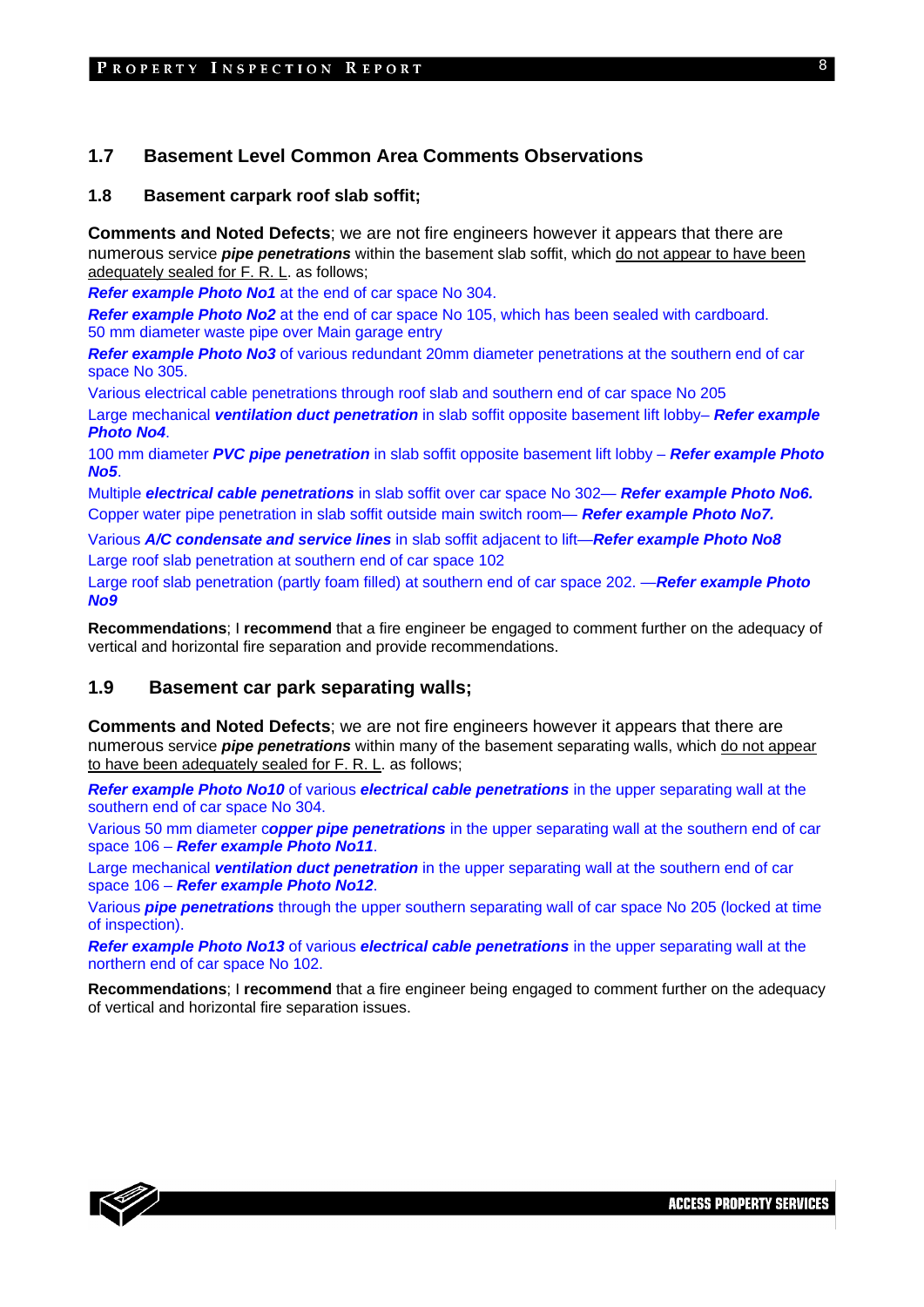## 1.7 Basement Level Common Area Comments Observations

### 1.8 Basement carpark roof slab soffit;

**Comments and Noted Defects**; we are not fire engineers however it appears that there are numerous service ***pipe penetrations*** within the basement slab soffit, which <u>do not appear to have been adequately sealed for F. R. L</u>. as follows;

***Refer example Photo No1*** at the end of car space No 304.

***Refer example Photo No2*** at the end of car space No 105, which has been sealed with cardboard.
50 mm diameter waste pipe over Main garage entry

***Refer example Photo No3*** of various redundant 20mm diameter penetrations at the southern end of car space No 305.

Various electrical cable penetrations through roof slab and southern end of car space No 205

Large mechanical ***ventilation duct penetration*** in slab soffit opposite basement lift lobby– ***Refer example Photo No4***.

100 mm diameter ***PVC pipe penetration*** in slab soffit opposite basement lift lobby – ***Refer example Photo No5***.

Multiple ***electrical cable penetrations*** in slab soffit over car space No 302— ***Refer example Photo No6.***
Copper water pipe penetration in slab soffit outside main switch room— ***Refer example Photo No7.***

Various ***A/C condensate and service lines*** in slab soffit adjacent to lift—***Refer example Photo No8***
Large roof slab penetration at southern end of car space 102
Large roof slab penetration (partly foam filled) at southern end of car space 202. —***Refer example Photo No9***

**Recommendations**; I **recommend** that a fire engineer be engaged to comment further on the adequacy of vertical and horizontal fire separation and provide recommendations.

## 1.9 Basement car park separating walls;

**Comments and Noted Defects**; we are not fire engineers however it appears that there are numerous service ***pipe penetrations*** within many of the basement separating walls, which <u>do not appear to have been adequately sealed for F. R. L</u>. as follows;

***Refer example Photo No10*** of various ***electrical cable penetrations*** in the upper separating wall at the southern end of car space No 304.

Various 50 mm diameter c***opper pipe penetrations*** in the upper separating wall at the southern end of car space 106 – ***Refer example Photo No11***.

Large mechanical ***ventilation duct penetration*** in the upper separating wall at the southern end of car space 106 – ***Refer example Photo No12***.

Various ***pipe penetrations*** through the upper southern separating wall of car space No 205 (locked at time of inspection).

***Refer example Photo No13*** of various ***electrical cable penetrations*** in the upper separating wall at the northern end of car space No 102.

**Recommendations**; I **recommend** that a fire engineer being engaged to comment further on the adequacy of vertical and horizontal fire separation issues.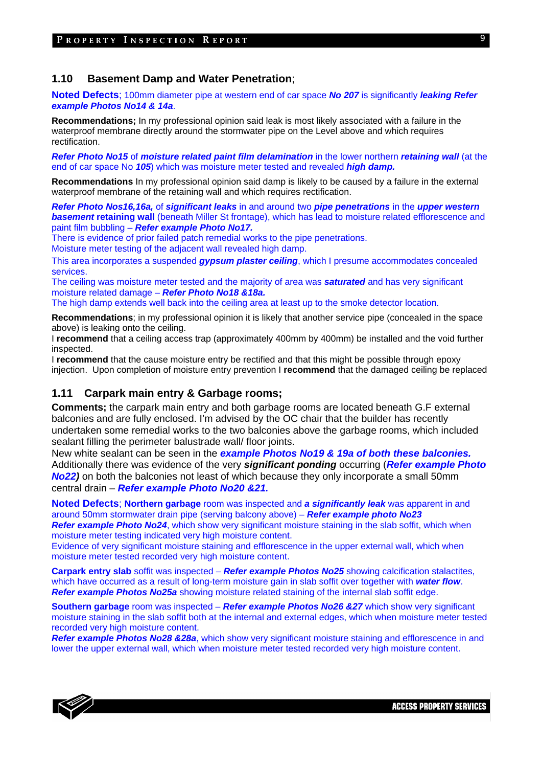## 1.10 Basement Damp and Water Penetration;

**Noted Defects**; 100mm diameter pipe at western end of car space ***No 207*** is significantly ***leaking Refer example Photos No14 & 14a***.

**Recommendations;** In my professional opinion said leak is most likely associated with a failure in the waterproof membrane directly around the stormwater pipe on the Level above and which requires rectification.

***Refer Photo No15*** of ***moisture related paint film delamination*** in the lower northern ***retaining wall*** (at the end of car space No ***105***) which was moisture meter tested and revealed ***high damp.***

**Recommendations** In my professional opinion said damp is likely to be caused by a failure in the external waterproof membrane of the retaining wall and which requires rectification.

***Refer Photo Nos16,16a,*** of ***significant leaks*** in and around two ***pipe penetrations*** in the ***upper western basement*** **retaining wall** (beneath Miller St frontage), which has lead to moisture related efflorescence and paint film bubbling – ***Refer example Photo No17.***
There is evidence of prior failed patch remedial works to the pipe penetrations.
Moisture meter testing of the adjacent wall revealed high damp.

This area incorporates a suspended ***gypsum plaster ceiling***, which I presume accommodates concealed services.
The ceiling was moisture meter tested and the majority of area was ***saturated*** and has very significant moisture related damage – ***Refer Photo No18 &18a.***
The high damp extends well back into the ceiling area at least up to the smoke detector location.

**Recommendations**; in my professional opinion it is likely that another service pipe (concealed in the space above) is leaking onto the ceiling.
I **recommend** that a ceiling access trap (approximately 400mm by 400mm) be installed and the void further inspected.
I **recommend** that the cause moisture entry be rectified and that this might be possible through epoxy injection. Upon completion of moisture entry prevention I **recommend** that the damaged ceiling be replaced

## 1.11 Carpark main entry & Garbage rooms;

**Comments;** the carpark main entry and both garbage rooms are located beneath G.F external balconies and are fully enclosed. I'm advised by the OC chair that the builder has recently undertaken some remedial works to the two balconies above the garbage rooms, which included sealant filling the perimeter balustrade wall/ floor joints.
New white sealant can be seen in the ***example Photos No19 & 19a of both these balconies.***
Additionally there was evidence of the very ***significant ponding*** occurring (***Refer example Photo No22)*** on both the balconies not least of which because they only incorporate a small 50mm central drain – ***Refer example Photo No20 &21.***

**Noted Defects**; **Northern garbage** room was inspected and ***a significantly leak*** was apparent in and around 50mm stormwater drain pipe (serving balcony above) – ***Refer example photo No23***
***Refer example Photo No24***, which show very significant moisture staining in the slab soffit, which when moisture meter testing indicated very high moisture content.
Evidence of very significant moisture staining and efflorescence in the upper external wall, which when moisture meter tested recorded very high moisture content.

**Carpark entry slab** soffit was inspected – ***Refer example Photos No25*** showing calcification stalactites, which have occurred as a result of long-term moisture gain in slab soffit over together with ***water flow***.
***Refer example Photos No25a*** showing moisture related staining of the internal slab soffit edge.

**Southern garbage** room was inspected – ***Refer example Photos No26 &27*** which show very significant moisture staining in the slab soffit both at the internal and external edges, which when moisture meter tested recorded very high moisture content.
***Refer example Photos No28 &28a***, which show very significant moisture staining and efflorescence in and lower the upper external wall, which when moisture meter tested recorded very high moisture content.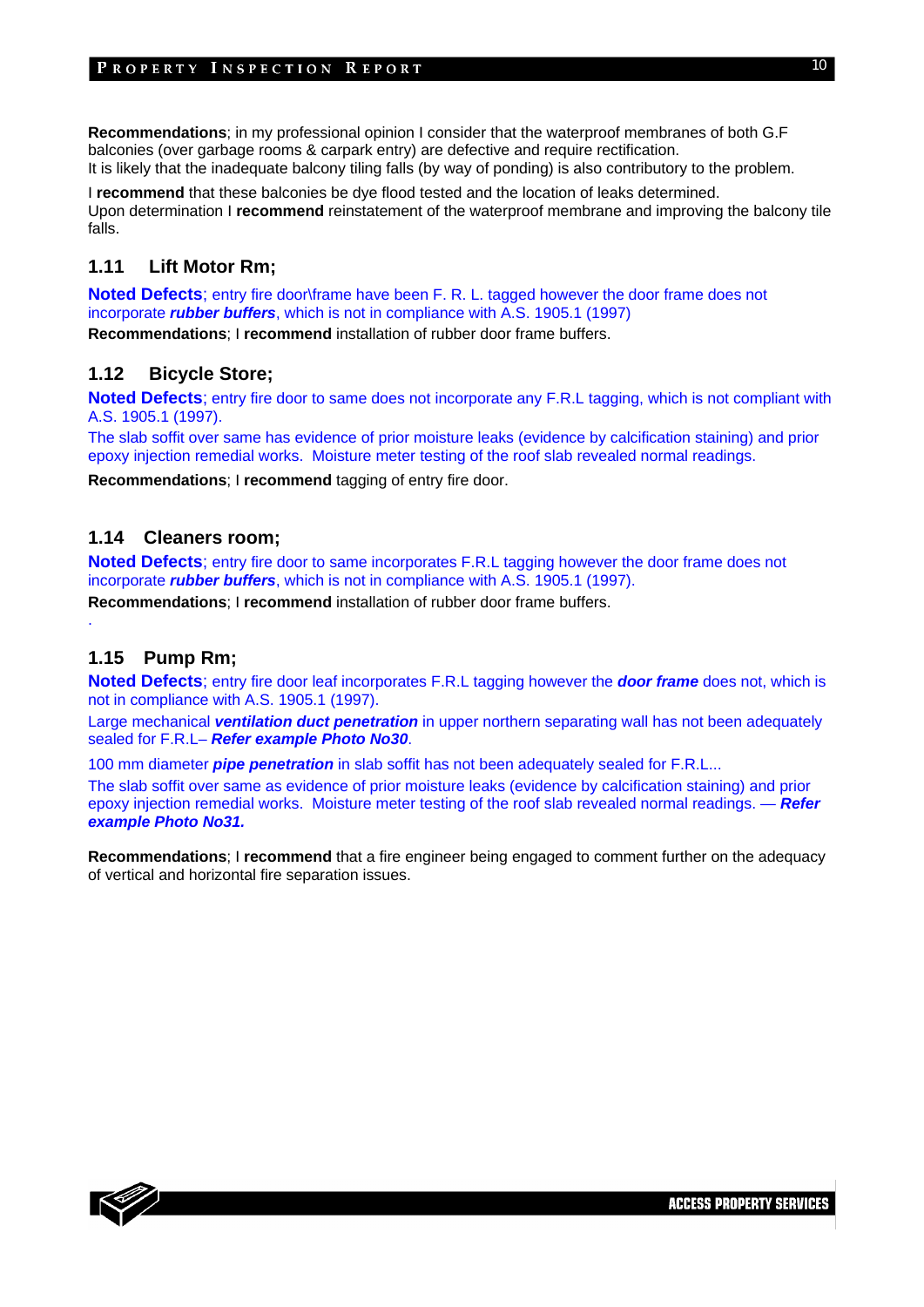**Recommendations**; in my professional opinion I consider that the waterproof membranes of both G.F balconies (over garbage rooms & carpark entry) are defective and require rectification.
It is likely that the inadequate balcony tiling falls (by way of ponding) is also contributory to the problem.

I **recommend** that these balconies be dye flood tested and the location of leaks determined.
Upon determination I **recommend** reinstatement of the waterproof membrane and improving the balcony tile falls.

### 1.11 Lift Motor Rm;

**Noted Defects**; entry fire door\frame have been F. R. L. tagged however the door frame does not incorporate ***rubber buffers***, which is not in compliance with A.S. 1905.1 (1997)
**Recommendations**; I **recommend** installation of rubber door frame buffers.

### 1.12 Bicycle Store;

**Noted Defects**; entry fire door to same does not incorporate any F.R.L tagging, which is not compliant with A.S. 1905.1 (1997).

The slab soffit over same has evidence of prior moisture leaks (evidence by calcification staining) and prior epoxy injection remedial works. Moisture meter testing of the roof slab revealed normal readings.

**Recommendations**; I **recommend** tagging of entry fire door.

### 1.14 Cleaners room;

**Noted Defects**; entry fire door to same incorporates F.R.L tagging however the door frame does not incorporate ***rubber buffers***, which is not in compliance with A.S. 1905.1 (1997).

**Recommendations**; I **recommend** installation of rubber door frame buffers.

.

### 1.15 Pump Rm;

**Noted Defects**; entry fire door leaf incorporates F.R.L tagging however the ***door frame*** does not, which is not in compliance with A.S. 1905.1 (1997).

Large mechanical ***ventilation duct penetration*** in upper northern separating wall has not been adequately sealed for F.R.L– ***Refer example Photo No30***.

100 mm diameter ***pipe penetration*** in slab soffit has not been adequately sealed for F.R.L...

The slab soffit over same as evidence of prior moisture leaks (evidence by calcification staining) and prior epoxy injection remedial works. Moisture meter testing of the roof slab revealed normal readings. — ***Refer example Photo No31.***

**Recommendations**; I **recommend** that a fire engineer being engaged to comment further on the adequacy of vertical and horizontal fire separation issues.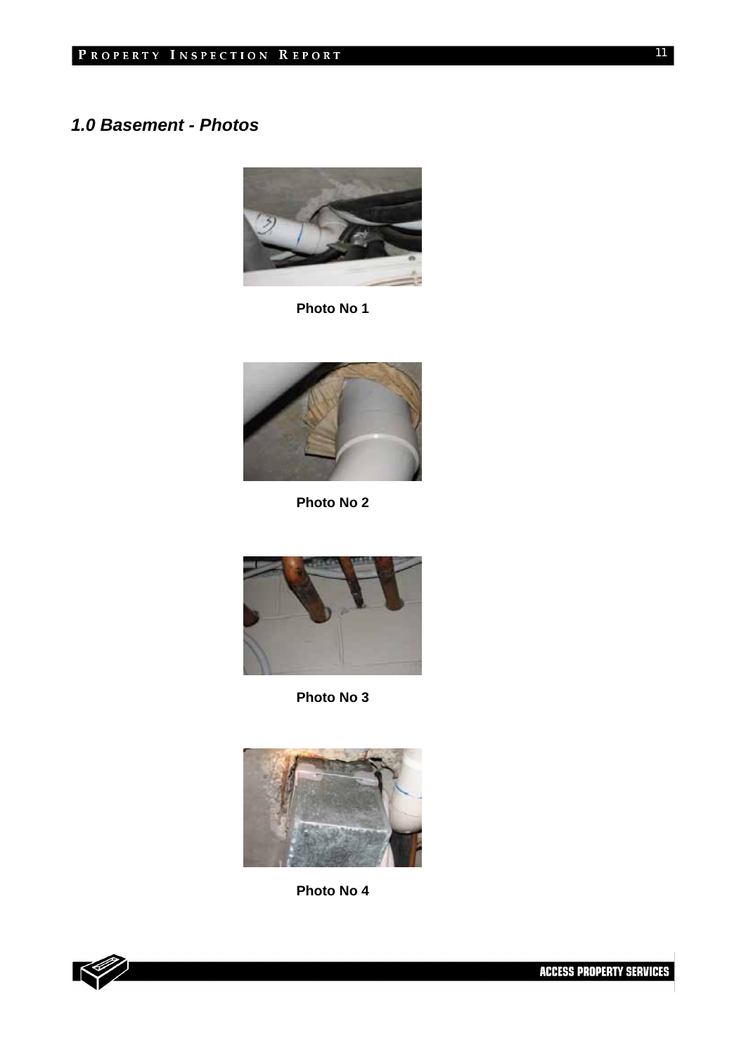## *1.0 Basement - Photos*

**Photo No 1**

**Photo No 2**

**Photo No 3**

**Photo No 4**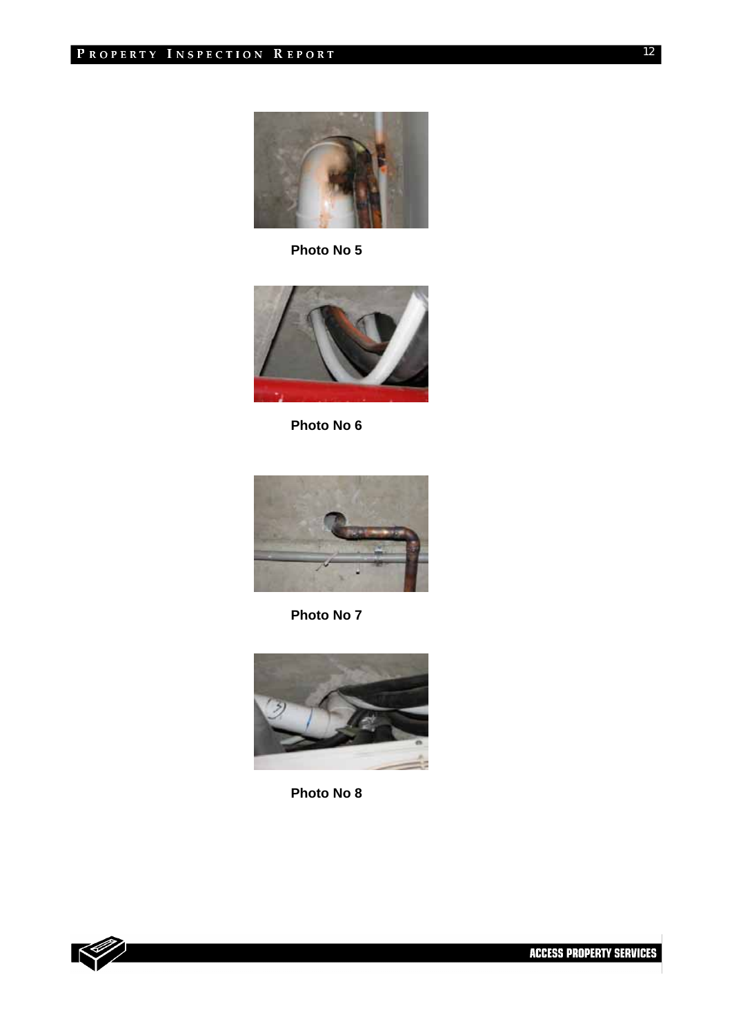Photo No 5

Photo No 6

Photo No 7

Photo No 8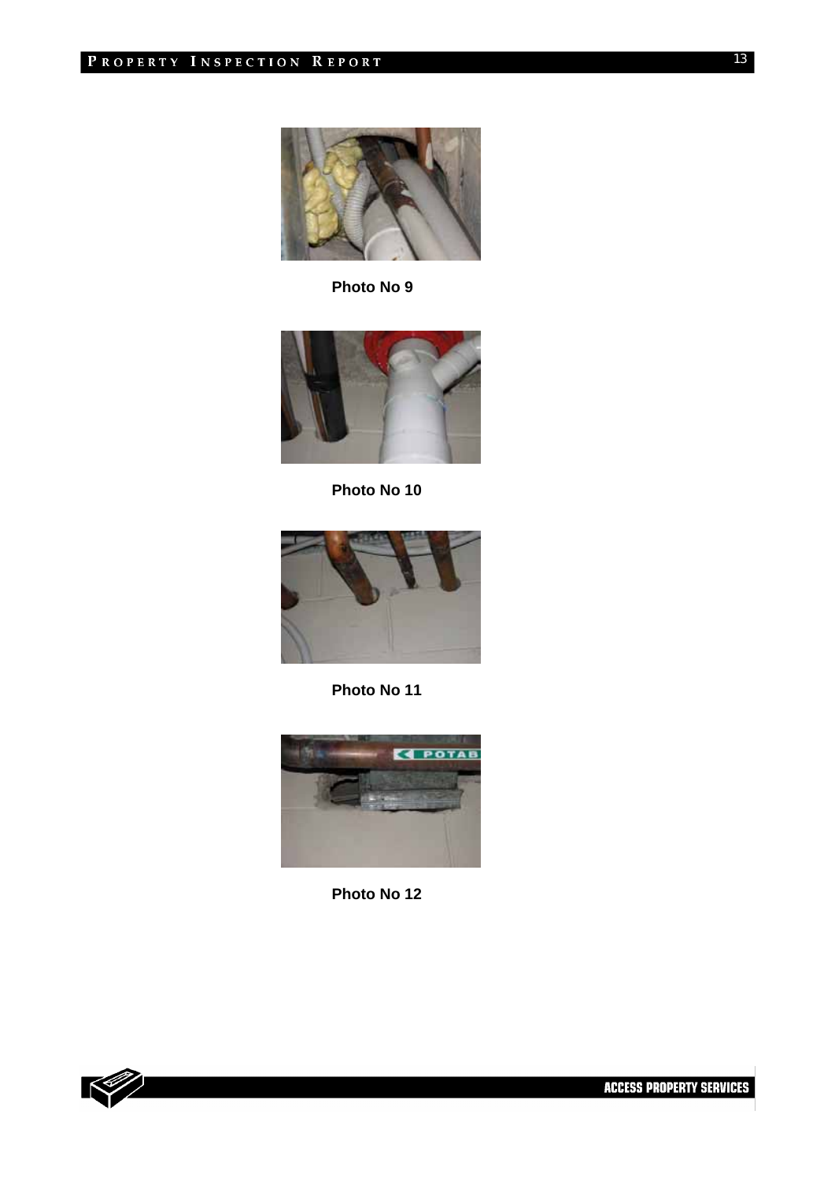**Photo No 9**

**Photo No 10**

**Photo No 11**

**Photo No 12**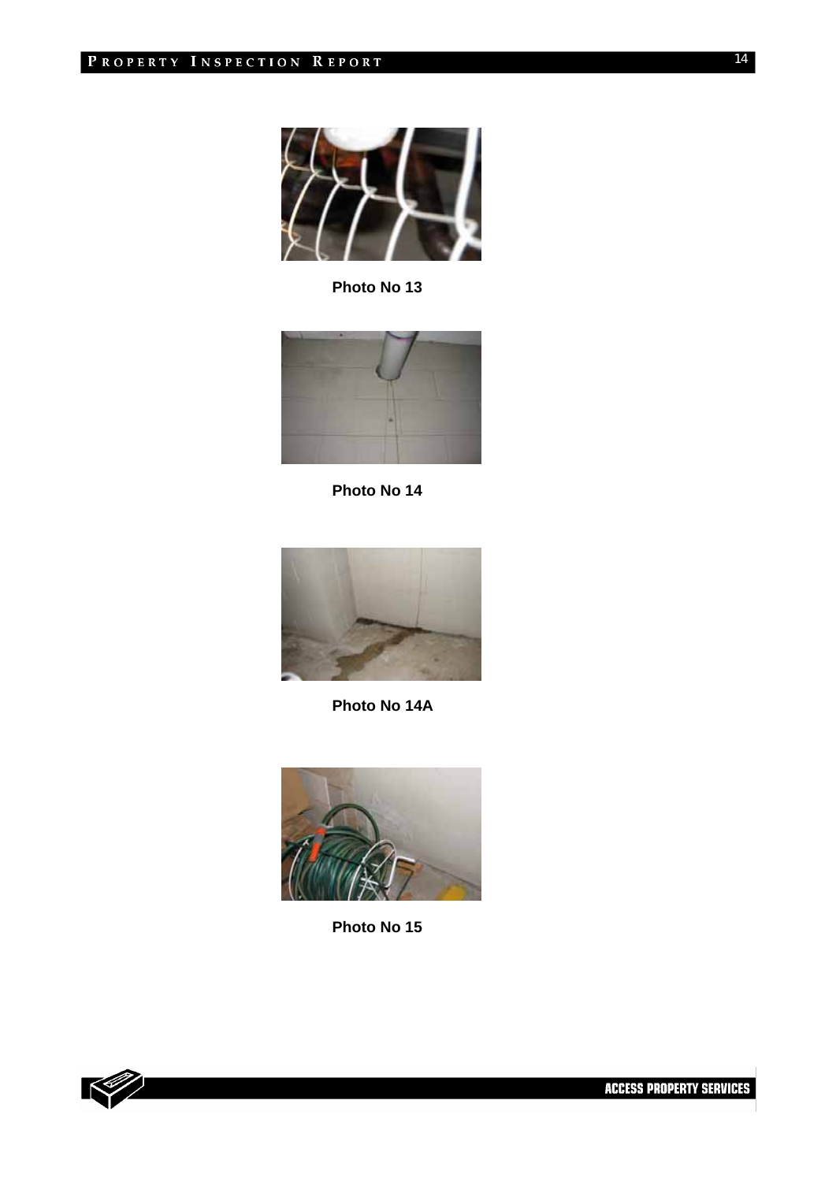**Photo No 13**

**Photo No 14**

**Photo No 14A**

**Photo No 15**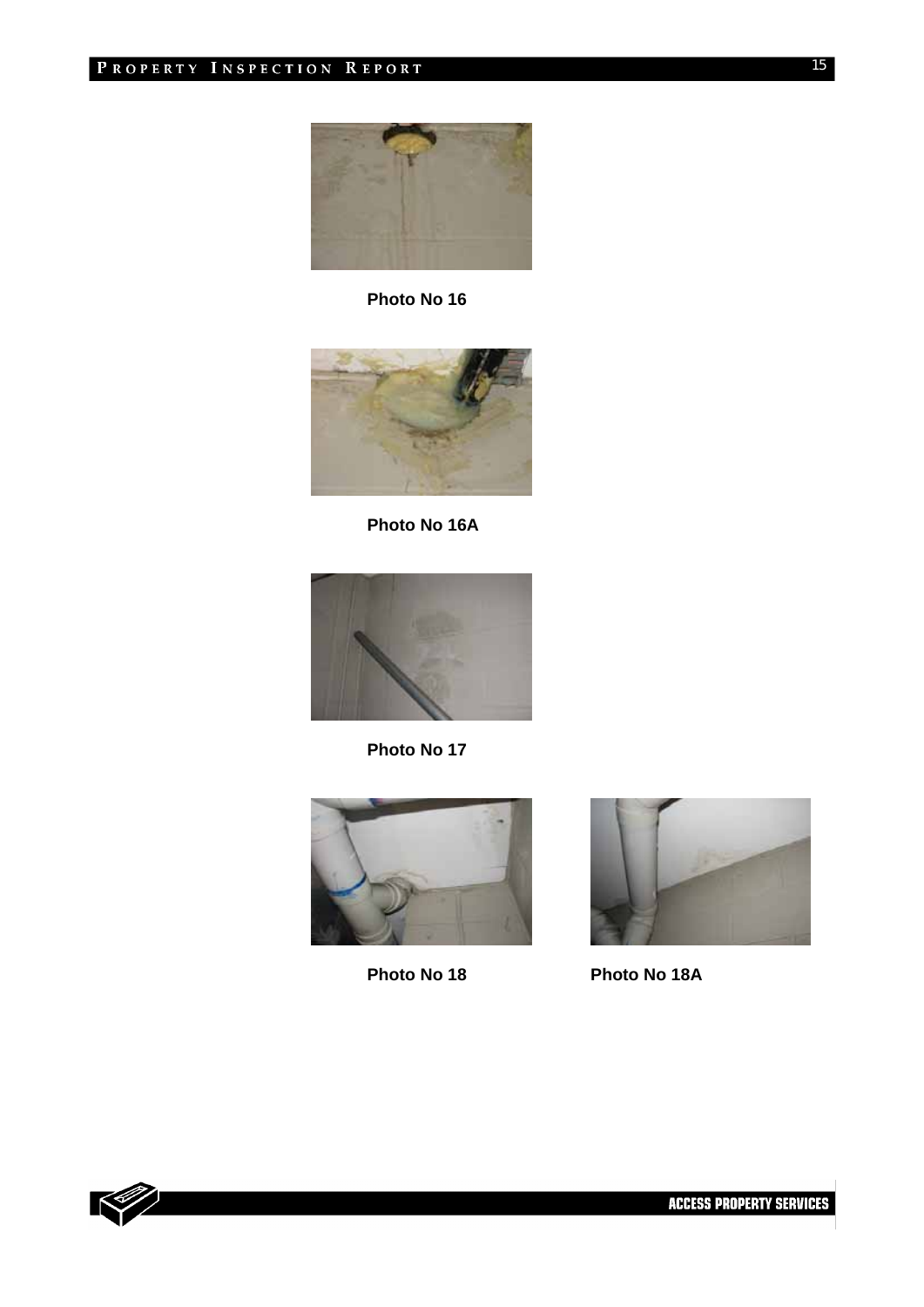Photo No 16

Photo No 16A

Photo No 17

Photo No 18

Photo No 18A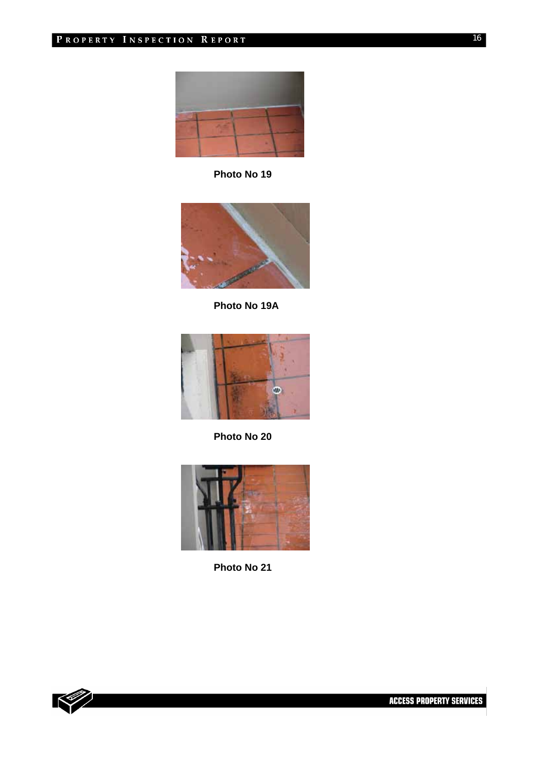Photo No 19

Photo No 19A

Photo No 20

Photo No 21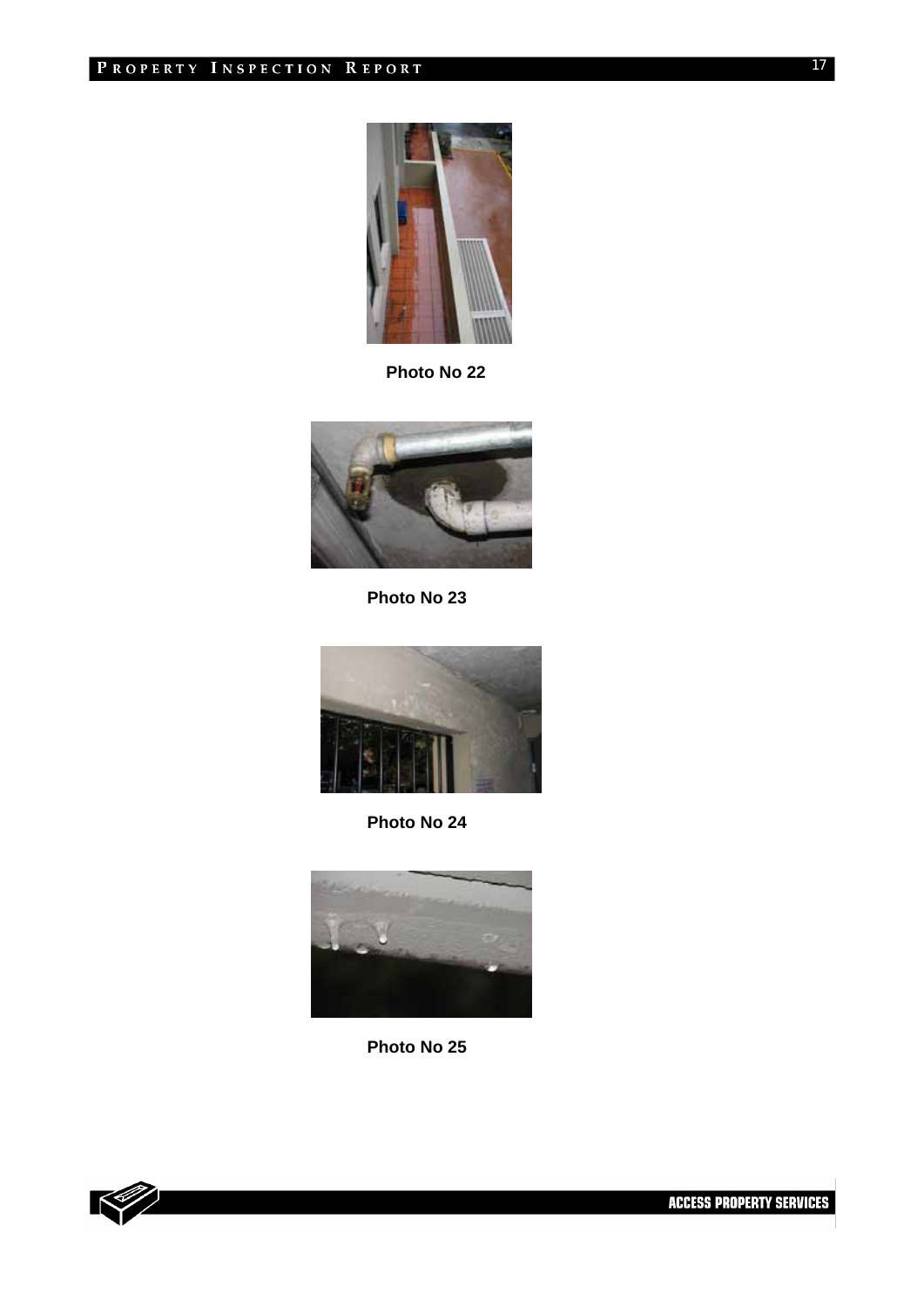Photo No 22

Photo No 23

Photo No 24

Photo No 25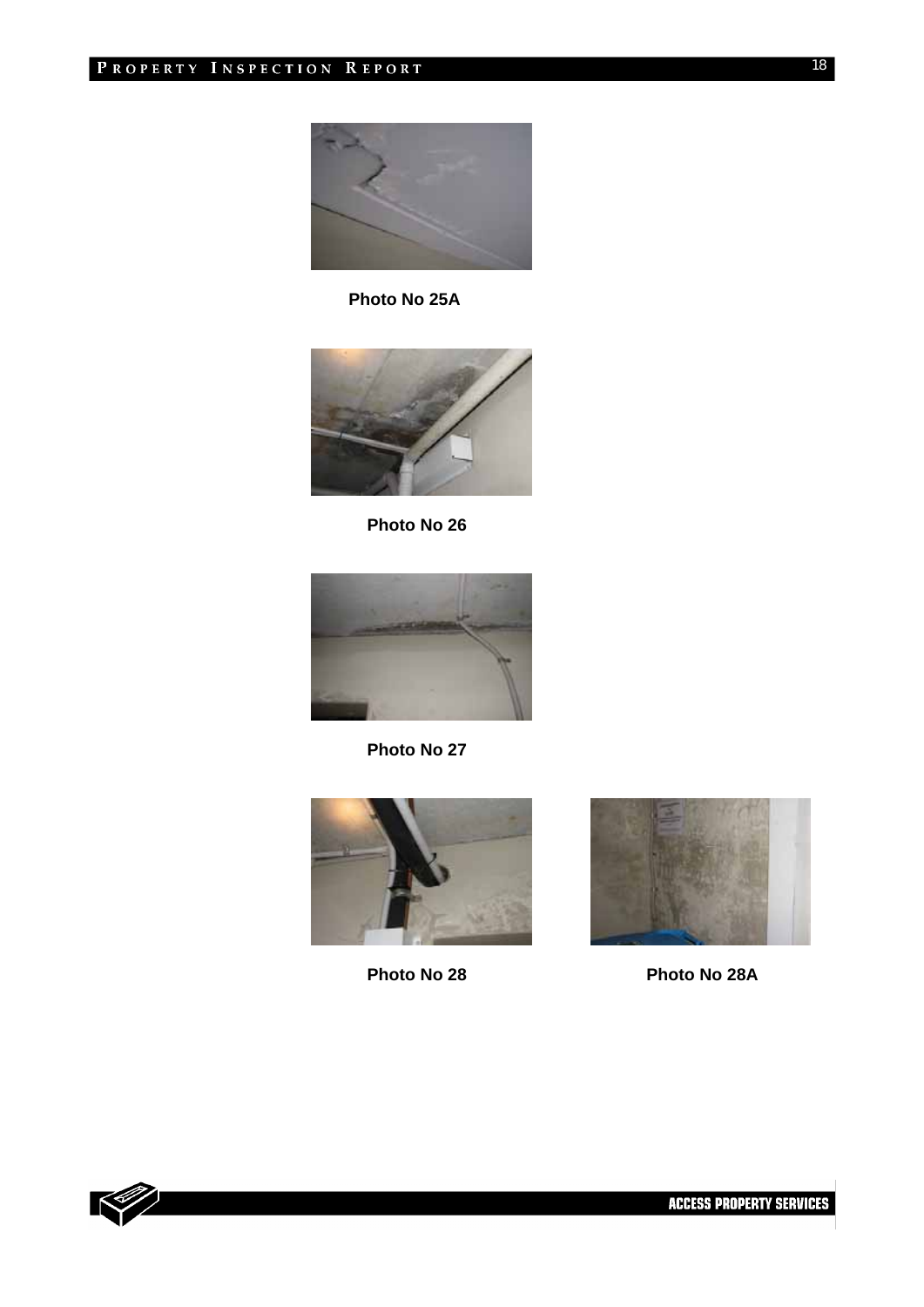Photo No 25A

Photo No 26

Photo No 27

Photo No 28

Photo No 28A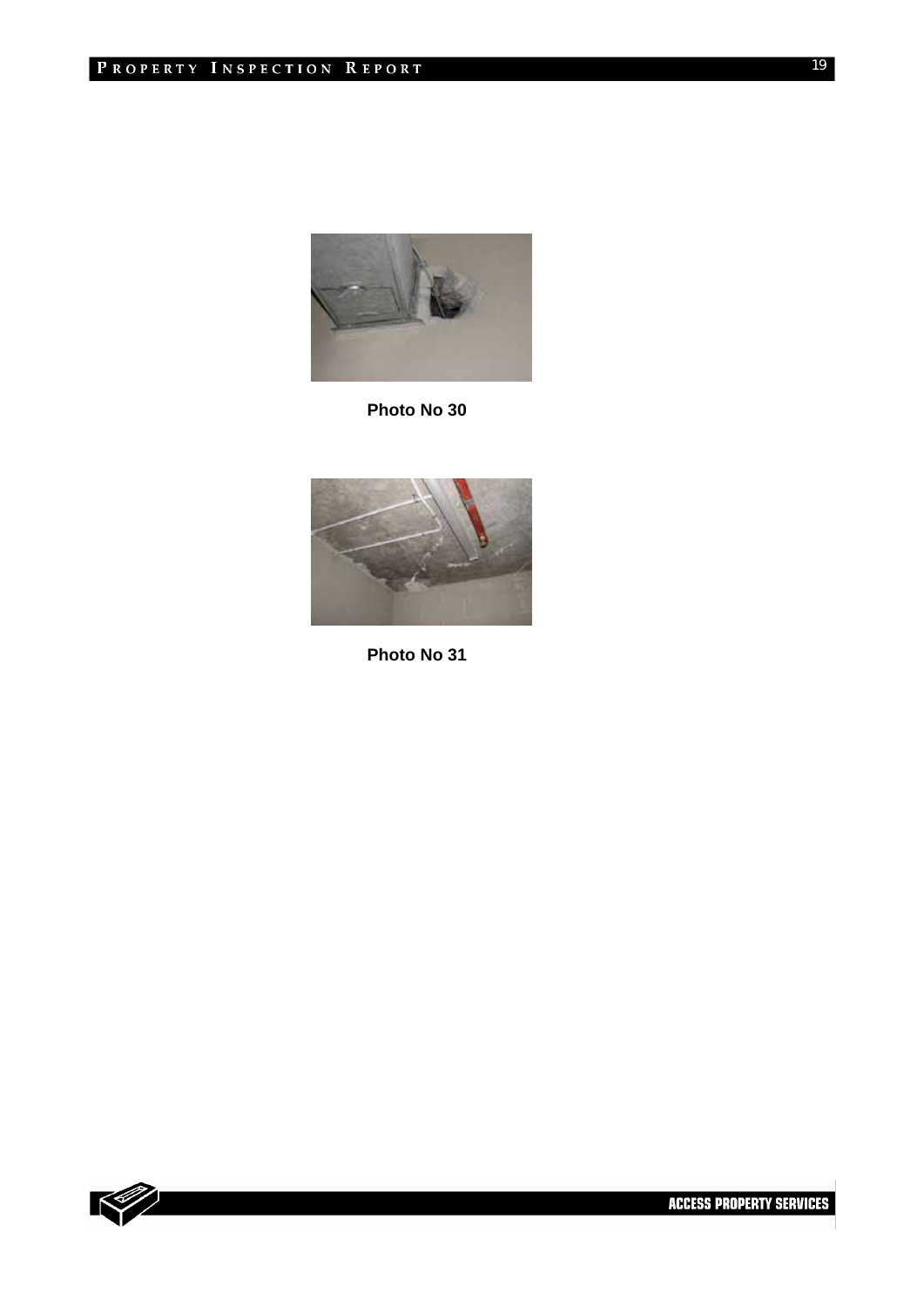Photo No 30

Photo No 31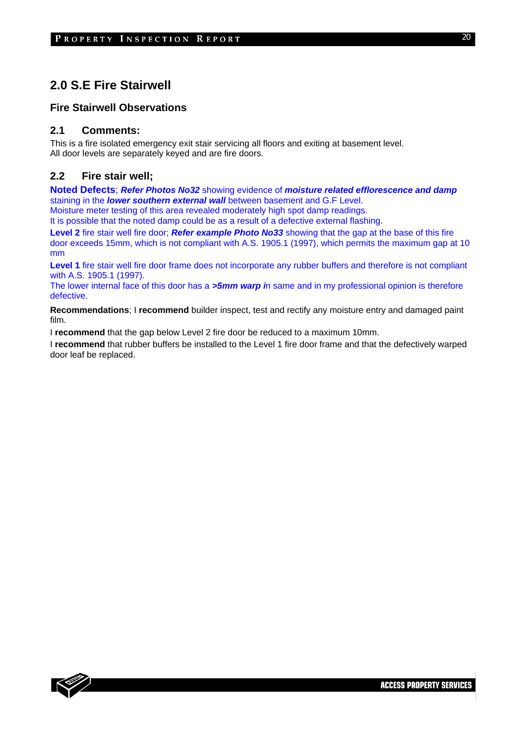## 2.0 S.E Fire Stairwell

### Fire Stairwell Observations

### 2.1 Comments:

This is a fire isolated emergency exit stair servicing all floors and exiting at basement level.
All door levels are separately keyed and are fire doors.

### 2.2 Fire stair well;

**Noted Defects**; ***Refer Photos No32*** showing evidence of ***moisture related efflorescence and damp*** staining in the ***lower southern external wall*** between basement and G.F Level.
Moisture meter testing of this area revealed moderately high spot damp readings.
It is possible that the noted damp could be as a result of a defective external flashing.

**Level 2** fire stair well fire door; ***Refer example Photo No33*** showing that the gap at the base of this fire door exceeds 15mm, which is not compliant with A.S. 1905.1 (1997), which permits the maximum gap at 10 mm

**Level 1** fire stair well fire door frame does not incorporate any rubber buffers and therefore is not compliant with A.S. 1905.1 (1997).
The lower internal face of this door has a ***>5mm warp i***n same and in my professional opinion is therefore defective.

**Recommendations**; I **recommend** builder inspect, test and rectify any moisture entry and damaged paint film.

I **recommend** that the gap below Level 2 fire door be reduced to a maximum 10mm.

I **recommend** that rubber buffers be installed to the Level 1 fire door frame and that the defectively warped door leaf be replaced.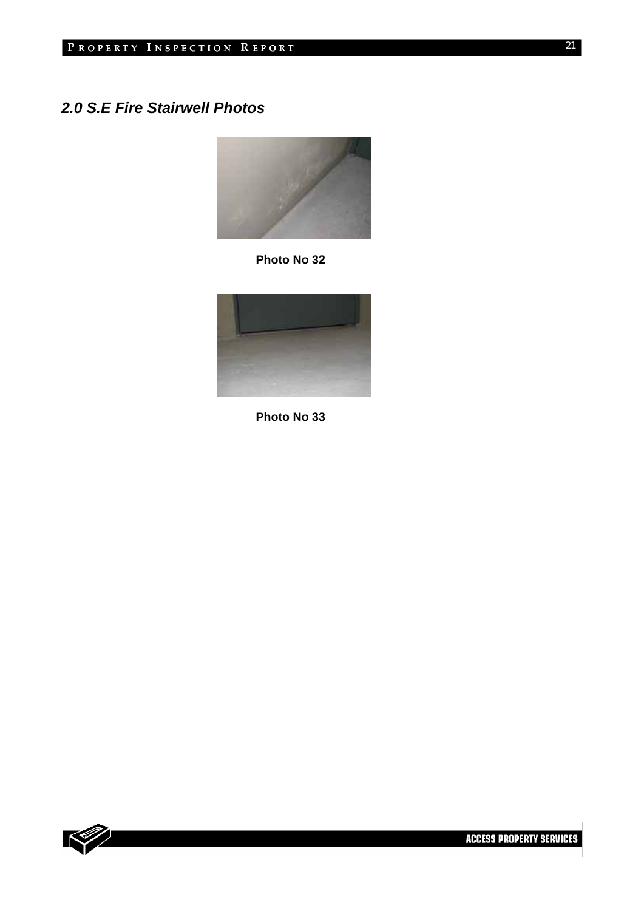## *2.0 S.E Fire Stairwell Photos*

**Photo No 32**

**Photo No 33**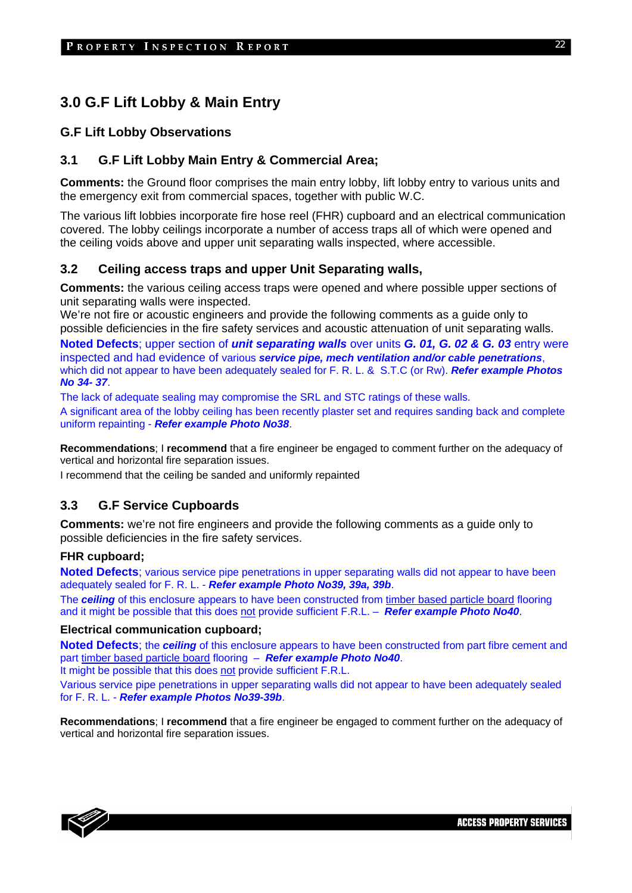# 3.0 G.F Lift Lobby & Main Entry

## G.F Lift Lobby Observations

### 3.1 G.F Lift Lobby Main Entry & Commercial Area;

**Comments:** the Ground floor comprises the main entry lobby, lift lobby entry to various units and the emergency exit from commercial spaces, together with public W.C.

The various lift lobbies incorporate fire hose reel (FHR) cupboard and an electrical communication covered. The lobby ceilings incorporate a number of access traps all of which were opened and the ceiling voids above and upper unit separating walls inspected, where accessible.

### 3.2 Ceiling access traps and upper Unit Separating walls,

**Comments:** the various ceiling access traps were opened and where possible upper sections of unit separating walls were inspected.
We're not fire or acoustic engineers and provide the following comments as a guide only to possible deficiencies in the fire safety services and acoustic attenuation of unit separating walls.

**Noted Defects**; upper section of ***unit separating walls*** over units ***G. 01, G. 02 & G. 03*** entry were inspected and had evidence of various ***service pipe, mech ventilation and/or cable penetrations***, which did not appear to have been adequately sealed for F. R. L. & S.T.C (or Rw). ***Refer example Photos No 34- 37***.

The lack of adequate sealing may compromise the SRL and STC ratings of these walls.

A significant area of the lobby ceiling has been recently plaster set and requires sanding back and complete uniform repainting - ***Refer example Photo No38***.

**Recommendations**; I **recommend** that a fire engineer be engaged to comment further on the adequacy of vertical and horizontal fire separation issues.

I recommend that the ceiling be sanded and uniformly repainted

### 3.3 G.F Service Cupboards

**Comments:** we're not fire engineers and provide the following comments as a guide only to possible deficiencies in the fire safety services.

**FHR cupboard;**

**Noted Defects**; various service pipe penetrations in upper separating walls did not appear to have been adequately sealed for F. R. L. - ***Refer example Photo No39, 39a, 39b***.

The ***ceiling*** of this enclosure appears to have been constructed from timber based particle board flooring and it might be possible that this does not provide sufficient F.R.L. – ***Refer example Photo No40***.

**Electrical communication cupboard;**

**Noted Defects**; the ***ceiling*** of this enclosure appears to have been constructed from part fibre cement and part timber based particle board flooring – ***Refer example Photo No40***.
It might be possible that this does not provide sufficient F.R.L.

Various service pipe penetrations in upper separating walls did not appear to have been adequately sealed for F. R. L. - ***Refer example Photos No39-39b***.

**Recommendations**; I **recommend** that a fire engineer be engaged to comment further on the adequacy of vertical and horizontal fire separation issues.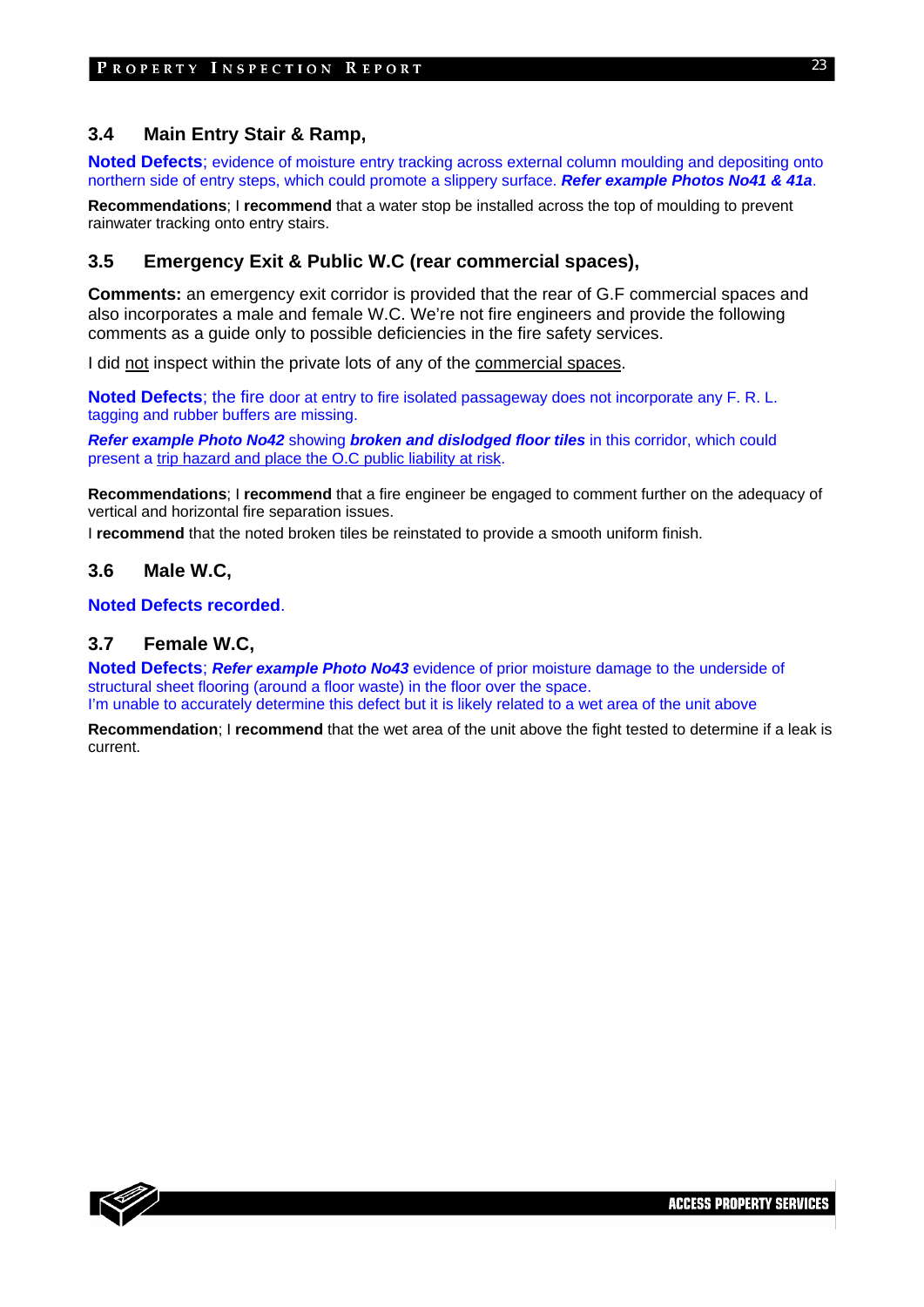### 3.4 Main Entry Stair & Ramp,

**Noted Defects**; evidence of moisture entry tracking across external column moulding and depositing onto northern side of entry steps, which could promote a slippery surface. ***Refer example Photos No41 & 41a***.

**Recommendations**; I **recommend** that a water stop be installed across the top of moulding to prevent rainwater tracking onto entry stairs.

### 3.5 Emergency Exit & Public W.C (rear commercial spaces),

**Comments:** an emergency exit corridor is provided that the rear of G.F commercial spaces and also incorporates a male and female W.C. We're not fire engineers and provide the following comments as a guide only to possible deficiencies in the fire safety services.

I did <u>not</u> inspect within the private lots of any of the <u>commercial spaces</u>.

**Noted Defects**; the fire door at entry to fire isolated passageway does not incorporate any F. R. L. tagging and rubber buffers are missing.

***Refer example Photo No42*** showing ***broken and dislodged floor tiles*** in this corridor, which could present a <u>trip hazard and place the O.C public liability at risk</u>.

**Recommendations**; I **recommend** that a fire engineer be engaged to comment further on the adequacy of vertical and horizontal fire separation issues.

I **recommend** that the noted broken tiles be reinstated to provide a smooth uniform finish.

### 3.6 Male W.C,

**Noted Defects recorded**.

### 3.7 Female W.C,

**Noted Defects**; ***Refer example Photo No43*** evidence of prior moisture damage to the underside of structural sheet flooring (around a floor waste) in the floor over the space.
I'm unable to accurately determine this defect but it is likely related to a wet area of the unit above

**Recommendation**; I **recommend** that the wet area of the unit above the fight tested to determine if a leak is current.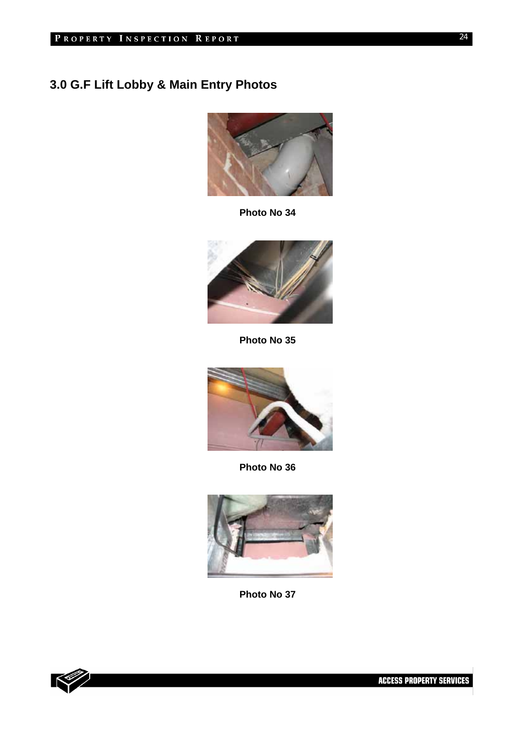## 3.0 G.F Lift Lobby & Main Entry Photos

**Photo No 34**

**Photo No 35**

**Photo No 36**

**Photo No 37**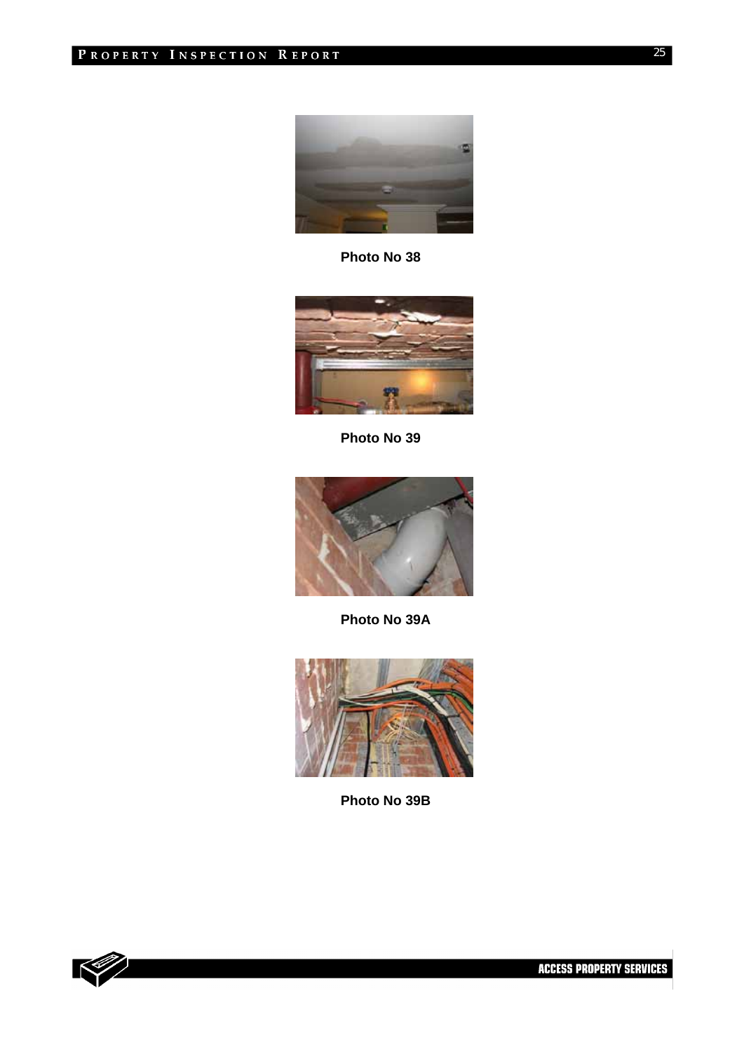Photo No 38

Photo No 39

Photo No 39A

Photo No 39B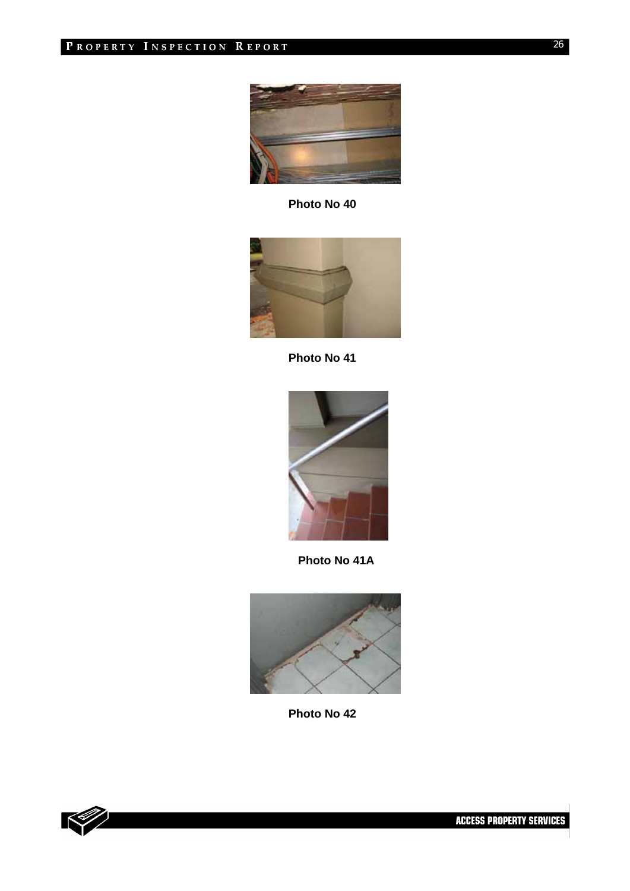Photo No 40

Photo No 41

Photo No 41A

Photo No 42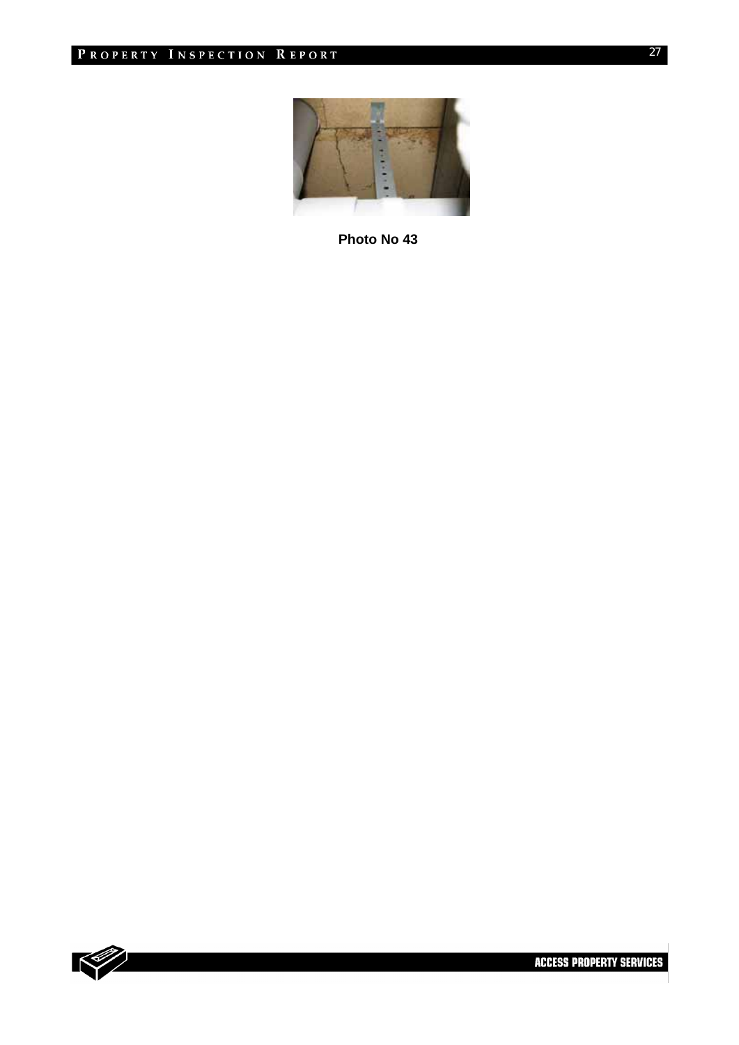**Photo No 43**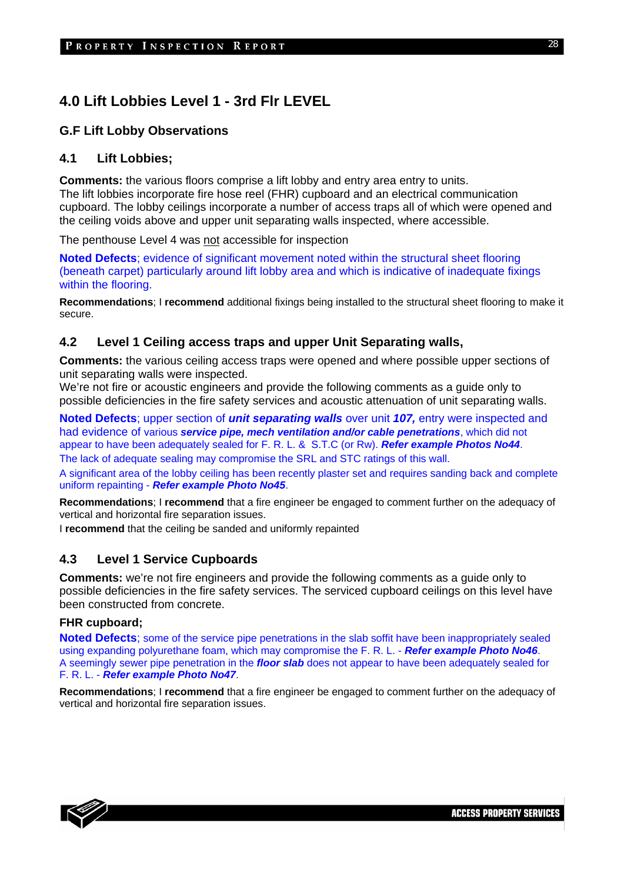# 4.0 Lift Lobbies Level 1 - 3rd Flr LEVEL

## G.F Lift Lobby Observations

### 4.1 Lift Lobbies;

**Comments:** the various floors comprise a lift lobby and entry area entry to units.
The lift lobbies incorporate fire hose reel (FHR) cupboard and an electrical communication cupboard. The lobby ceilings incorporate a number of access traps all of which were opened and the ceiling voids above and upper unit separating walls inspected, where accessible.

The penthouse Level 4 was not accessible for inspection

**Noted Defects**; evidence of significant movement noted within the structural sheet flooring (beneath carpet) particularly around lift lobby area and which is indicative of inadequate fixings within the flooring.

**Recommendations**; I **recommend** additional fixings being installed to the structural sheet flooring to make it secure.

### 4.2 Level 1 Ceiling access traps and upper Unit Separating walls,

**Comments:** the various ceiling access traps were opened and where possible upper sections of unit separating walls were inspected.
We're not fire or acoustic engineers and provide the following comments as a guide only to possible deficiencies in the fire safety services and acoustic attenuation of unit separating walls.

**Noted Defects**; upper section of ***unit separating walls*** over unit ***107,*** entry were inspected and had evidence of various ***service pipe, mech ventilation and/or cable penetrations***, which did not appear to have been adequately sealed for F. R. L. & S.T.C (or Rw). ***Refer example Photos No44***.
The lack of adequate sealing may compromise the SRL and STC ratings of this wall.

A significant area of the lobby ceiling has been recently plaster set and requires sanding back and complete uniform repainting - ***Refer example Photo No45***.

**Recommendations**; I **recommend** that a fire engineer be engaged to comment further on the adequacy of vertical and horizontal fire separation issues.

I **recommend** that the ceiling be sanded and uniformly repainted

### 4.3 Level 1 Service Cupboards

**Comments:** we're not fire engineers and provide the following comments as a guide only to possible deficiencies in the fire safety services. The serviced cupboard ceilings on this level have been constructed from concrete.

**FHR cupboard;**

**Noted Defects**; some of the service pipe penetrations in the slab soffit have been inappropriately sealed using expanding polyurethane foam, which may compromise the F. R. L. - ***Refer example Photo No46***.
A seemingly sewer pipe penetration in the ***floor slab*** does not appear to have been adequately sealed for F. R. L. - ***Refer example Photo No47***.

**Recommendations**; I **recommend** that a fire engineer be engaged to comment further on the adequacy of vertical and horizontal fire separation issues.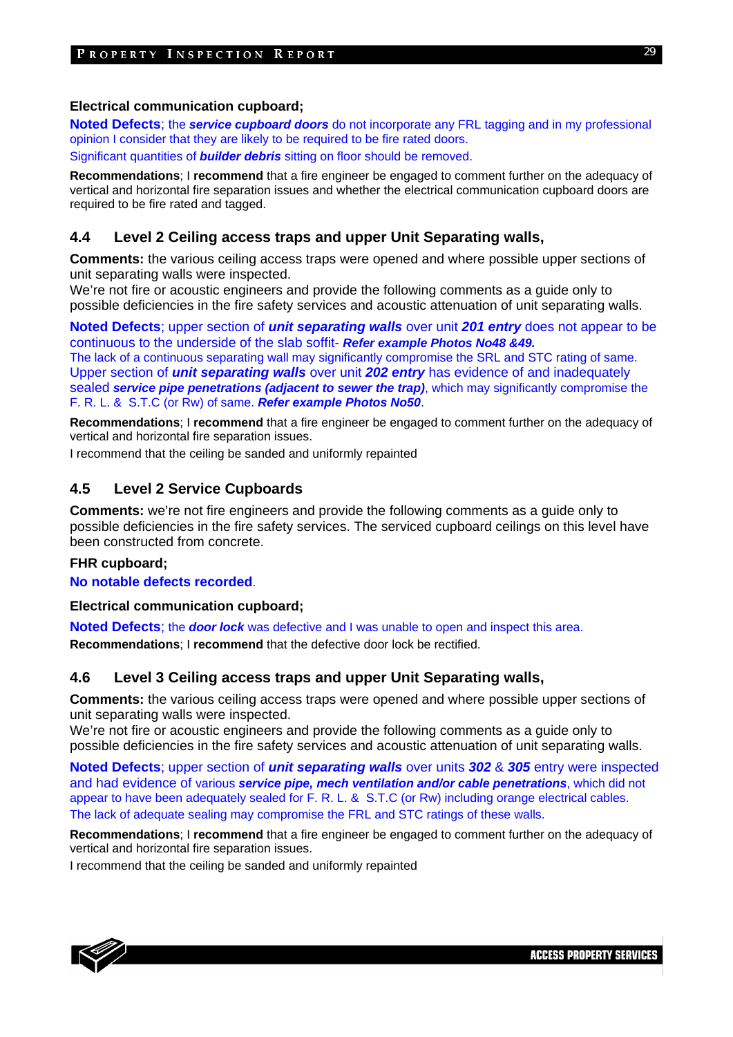**Electrical communication cupboard;**

**Noted Defects**; the ***service cupboard doors*** do not incorporate any FRL tagging and in my professional opinion I consider that they are likely to be required to be fire rated doors.

Significant quantities of ***builder debris*** sitting on floor should be removed.

**Recommendations**; I **recommend** that a fire engineer be engaged to comment further on the adequacy of vertical and horizontal fire separation issues and whether the electrical communication cupboard doors are required to be fire rated and tagged.

## 4.4 Level 2 Ceiling access traps and upper Unit Separating walls,

**Comments:** the various ceiling access traps were opened and where possible upper sections of unit separating walls were inspected.
We're not fire or acoustic engineers and provide the following comments as a guide only to possible deficiencies in the fire safety services and acoustic attenuation of unit separating walls.

**Noted Defects**; upper section of ***unit separating walls*** over unit ***201 entry*** does not appear to be continuous to the underside of the slab soffit- ***Refer example Photos No48 &49.***
The lack of a continuous separating wall may significantly compromise the SRL and STC rating of same.
Upper section of ***unit separating walls*** over unit ***202 entry*** has evidence of and inadequately sealed ***service pipe penetrations (adjacent to sewer the trap)***, which may significantly compromise the F. R. L. & S.T.C (or Rw) of same. ***Refer example Photos No50***.

**Recommendations**; I **recommend** that a fire engineer be engaged to comment further on the adequacy of vertical and horizontal fire separation issues.

I recommend that the ceiling be sanded and uniformly repainted

## 4.5 Level 2 Service Cupboards

**Comments:** we're not fire engineers and provide the following comments as a guide only to possible deficiencies in the fire safety services. The serviced cupboard ceilings on this level have been constructed from concrete.

**FHR cupboard;**

**No notable defects recorded**.

**Electrical communication cupboard;**

**Noted Defects**; the ***door lock*** was defective and I was unable to open and inspect this area.
**Recommendations**; I **recommend** that the defective door lock be rectified.

## 4.6 Level 3 Ceiling access traps and upper Unit Separating walls,

**Comments:** the various ceiling access traps were opened and where possible upper sections of unit separating walls were inspected.
We're not fire or acoustic engineers and provide the following comments as a guide only to possible deficiencies in the fire safety services and acoustic attenuation of unit separating walls.

**Noted Defects**; upper section of ***unit separating walls*** over units ***302*** & ***305*** entry were inspected and had evidence of various ***service pipe, mech ventilation and/or cable penetrations***, which did not appear to have been adequately sealed for F. R. L. & S.T.C (or Rw) including orange electrical cables.
The lack of adequate sealing may compromise the FRL and STC ratings of these walls.

**Recommendations**; I **recommend** that a fire engineer be engaged to comment further on the adequacy of vertical and horizontal fire separation issues.

I recommend that the ceiling be sanded and uniformly repainted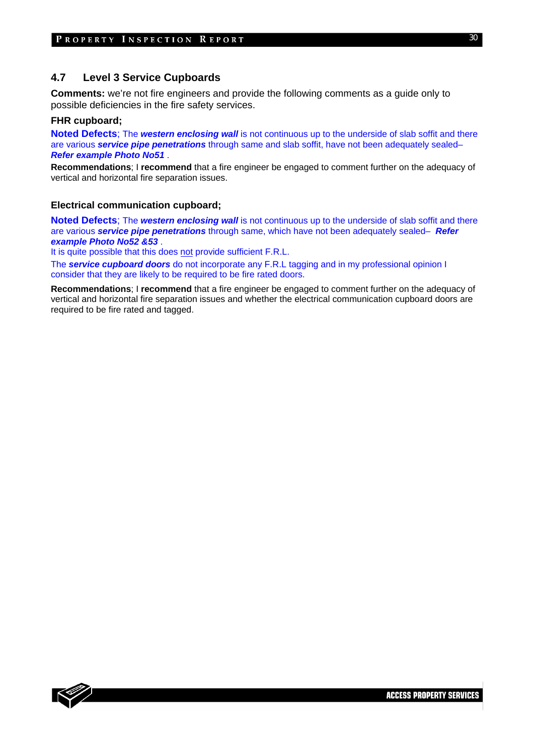## 4.7 Level 3 Service Cupboards

**Comments:** we're not fire engineers and provide the following comments as a guide only to possible deficiencies in the fire safety services.

**FHR cupboard;**

**Noted Defects**; The ***western enclosing wall*** is not continuous up to the underside of slab soffit and there are various ***service pipe penetrations*** through same and slab soffit, have not been adequately sealed– ***Refer example Photo No51*** .

**Recommendations**; I **recommend** that a fire engineer be engaged to comment further on the adequacy of vertical and horizontal fire separation issues.

**Electrical communication cupboard;**

**Noted Defects**; The ***western enclosing wall*** is not continuous up to the underside of slab soffit and there are various ***service pipe penetrations*** through same, which have not been adequately sealed– ***Refer example Photo No52 &53*** .

It is quite possible that this does not provide sufficient F.R.L.

The ***service cupboard doors*** do not incorporate any F.R.L tagging and in my professional opinion I consider that they are likely to be required to be fire rated doors.

**Recommendations**; I **recommend** that a fire engineer be engaged to comment further on the adequacy of vertical and horizontal fire separation issues and whether the electrical communication cupboard doors are required to be fire rated and tagged.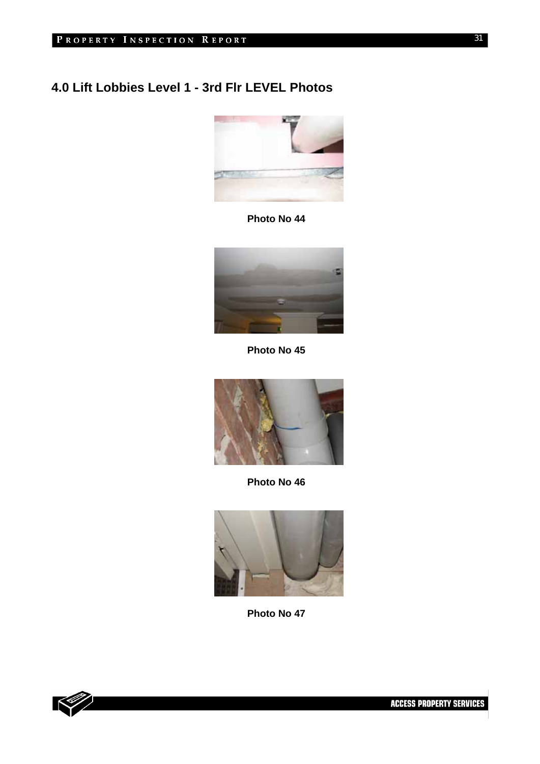# 4.0 Lift Lobbies Level 1 - 3rd Flr LEVEL Photos

**Photo No 44**

**Photo No 45**

**Photo No 46**

**Photo No 47**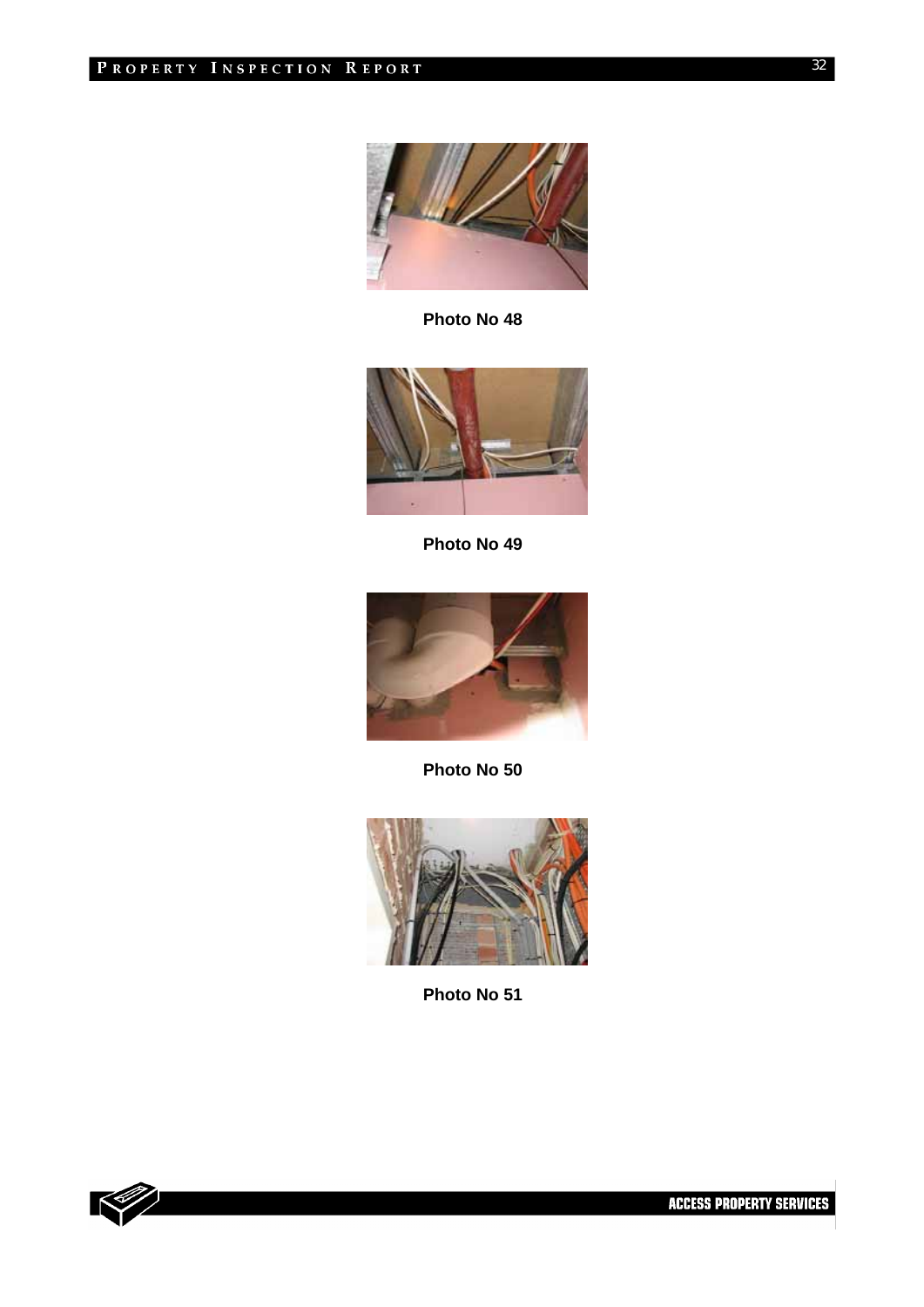**Photo No 48**

**Photo No 49**

**Photo No 50**

**Photo No 51**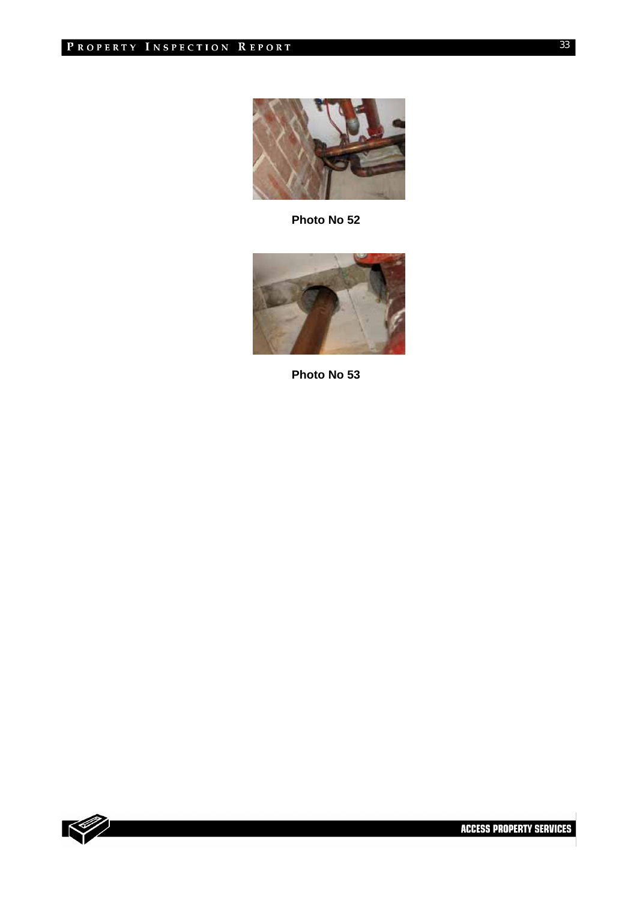**Photo No 52**

**Photo No 53**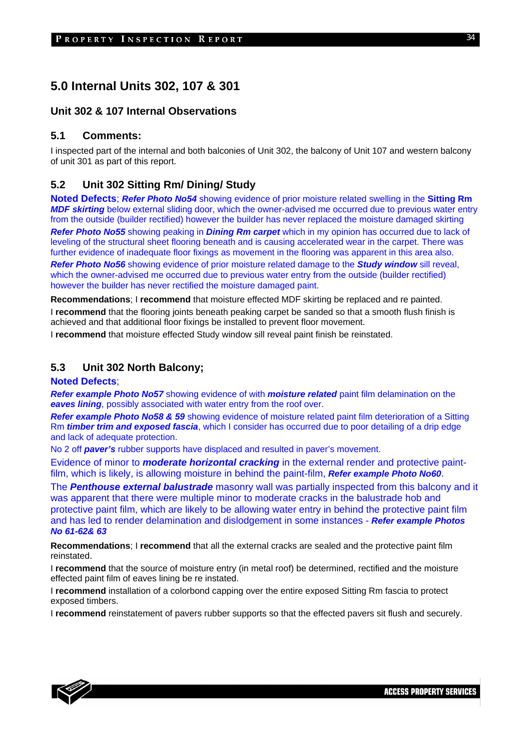## 5.0 Internal Units 302, 107 & 301

### Unit 302 & 107 Internal Observations

### 5.1 Comments:

I inspected part of the internal and both balconies of Unit 302, the balcony of Unit 107 and western balcony of unit 301 as part of this report.

### 5.2 Unit 302 Sitting Rm/ Dining/ Study

**Noted Defects**; ***Refer Photo No54*** showing evidence of prior moisture related swelling in the **Sitting Rm** ***MDF skirting*** below external sliding door, which the owner-advised me occurred due to previous water entry from the outside (builder rectified) however the builder has never replaced the moisture damaged skirting

***Refer Photo No55*** showing peaking in ***Dining Rm carpet*** which in my opinion has occurred due to lack of leveling of the structural sheet flooring beneath and is causing accelerated wear in the carpet. There was further evidence of inadequate floor fixings as movement in the flooring was apparent in this area also.

***Refer Photo No56*** showing evidence of prior moisture related damage to the ***Study window*** sill reveal, which the owner-advised me occurred due to previous water entry from the outside (builder rectified) however the builder has never rectified the moisture damaged paint.

**Recommendations**; I **recommend** that moisture effected MDF skirting be replaced and re painted.

I **recommend** that the flooring joints beneath peaking carpet be sanded so that a smooth flush finish is achieved and that additional floor fixings be installed to prevent floor movement.

I **recommend** that moisture effected Study window sill reveal paint finish be reinstated.

### 5.3 Unit 302 North Balcony;

**Noted Defects**;

***Refer example Photo No57*** showing evidence of with ***moisture related*** paint film delamination on the ***eaves lining***, possibly associated with water entry from the roof over.

***Refer example Photo No58 & 59*** showing evidence of moisture related paint film deterioration of a Sitting Rm ***timber trim and exposed fascia***, which I consider has occurred due to poor detailing of a drip edge and lack of adequate protection.

No 2 off ***paver's*** rubber supports have displaced and resulted in paver's movement.

Evidence of minor to ***moderate horizontal cracking*** in the external render and protective paint-film, which is likely, is allowing moisture in behind the paint-film, ***Refer example Photo No60***.

The ***Penthouse external balustrade*** masonry wall was partially inspected from this balcony and it was apparent that there were multiple minor to moderate cracks in the balustrade hob and protective paint film, which are likely to be allowing water entry in behind the protective paint film and has led to render delamination and dislodgement in some instances - ***Refer example Photos No 61-62& 63***

**Recommendations**; I **recommend** that all the external cracks are sealed and the protective paint film reinstated.

I **recommend** that the source of moisture entry (in metal roof) be determined, rectified and the moisture effected paint film of eaves lining be re instated.

I **recommend** installation of a colorbond capping over the entire exposed Sitting Rm fascia to protect exposed timbers.

I **recommend** reinstatement of pavers rubber supports so that the effected pavers sit flush and securely.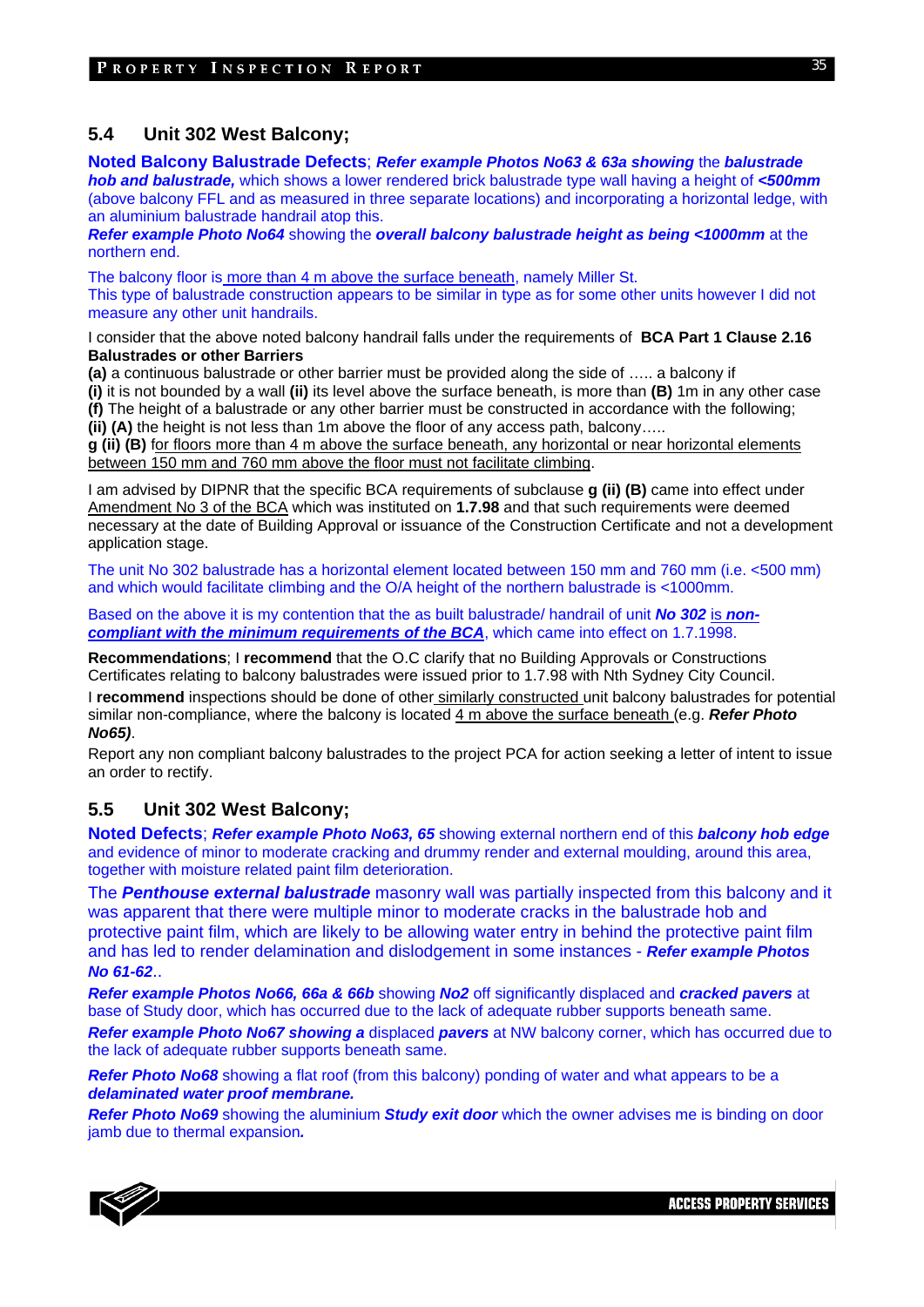## 5.4 Unit 302 West Balcony;

**Noted Balcony Balustrade Defects**; ***Refer example Photos No63 & 63a showing*** the ***balustrade hob and balustrade,*** which shows a lower rendered brick balustrade type wall having a height of ***<500mm*** (above balcony FFL and as measured in three separate locations) and incorporating a horizontal ledge, with an aluminium balustrade handrail atop this.

***Refer example Photo No64*** showing the ***overall balcony balustrade height as being <1000mm*** at the northern end.

The balcony floor is more than 4 m above the surface beneath, namely Miller St.

This type of balustrade construction appears to be similar in type as for some other units however I did not measure any other unit handrails.

I consider that the above noted balcony handrail falls under the requirements of **BCA Part 1 Clause 2.16 Balustrades or other Barriers**

**(a)** a continuous balustrade or other barrier must be provided along the side of ….. a balcony if

**(i)** it is not bounded by a wall **(ii)** its level above the surface beneath, is more than **(B)** 1m in any other case

**(f)** The height of a balustrade or any other barrier must be constructed in accordance with the following;

**(ii) (A)** the height is not less than 1m above the floor of any access path, balcony…..

**g (ii) (B)** for floors more than 4 m above the surface beneath, any horizontal or near horizontal elements between 150 mm and 760 mm above the floor must not facilitate climbing.

I am advised by DIPNR that the specific BCA requirements of subclause **g (ii) (B)** came into effect under Amendment No 3 of the BCA which was instituted on **1.7.98** and that such requirements were deemed necessary at the date of Building Approval or issuance of the Construction Certificate and not a development application stage.

The unit No 302 balustrade has a horizontal element located between 150 mm and 760 mm (i.e. <500 mm) and which would facilitate climbing and the O/A height of the northern balustrade is <1000mm.

Based on the above it is my contention that the as built balustrade/ handrail of unit ***No 302*** is ***non-compliant with the minimum requirements of the BCA***, which came into effect on 1.7.1998.

**Recommendations**; I **recommend** that the O.C clarify that no Building Approvals or Constructions Certificates relating to balcony balustrades were issued prior to 1.7.98 with Nth Sydney City Council.

I **recommend** inspections should be done of other similarly constructed unit balcony balustrades for potential similar non-compliance, where the balcony is located 4 m above the surface beneath (e.g. ***Refer Photo No65)***.

Report any non compliant balcony balustrades to the project PCA for action seeking a letter of intent to issue an order to rectify.

## 5.5 Unit 302 West Balcony;

**Noted Defects**; ***Refer example Photo No63, 65*** showing external northern end of this ***balcony hob edge*** and evidence of minor to moderate cracking and drummy render and external moulding, around this area, together with moisture related paint film deterioration.

The ***Penthouse external balustrade*** masonry wall was partially inspected from this balcony and it was apparent that there were multiple minor to moderate cracks in the balustrade hob and protective paint film, which are likely to be allowing water entry in behind the protective paint film and has led to render delamination and dislodgement in some instances - ***Refer example Photos No 61-62***..

***Refer example Photos No66, 66a & 66b*** showing ***No2*** off significantly displaced and ***cracked pavers*** at base of Study door, which has occurred due to the lack of adequate rubber supports beneath same.

***Refer example Photo No67 showing a*** displaced ***pavers*** at NW balcony corner, which has occurred due to the lack of adequate rubber supports beneath same.

***Refer Photo No68*** showing a flat roof (from this balcony) ponding of water and what appears to be a ***delaminated water proof membrane.***

***Refer Photo No69*** showing the aluminium ***Study exit door*** which the owner advises me is binding on door jamb due to thermal expansion***.***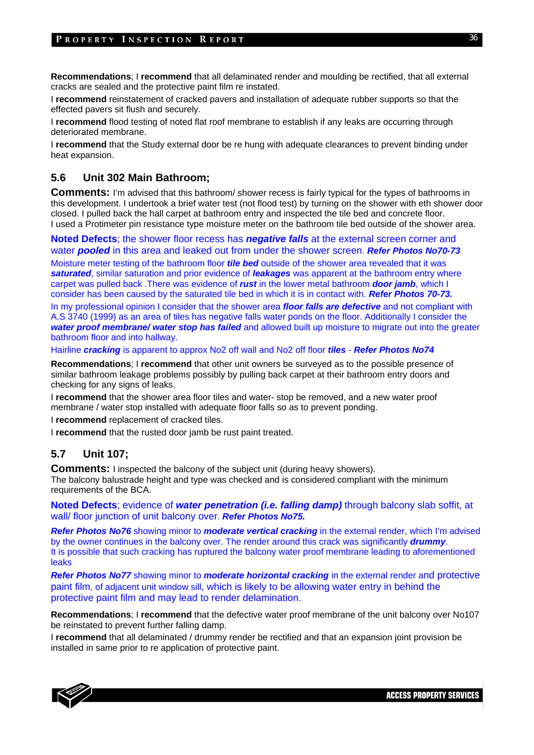**Recommendations**; I **recommend** that all delaminated render and moulding be rectified, that all external cracks are sealed and the protective paint film re instated.

I **recommend** reinstatement of cracked pavers and installation of adequate rubber supports so that the effected pavers sit flush and securely.

I **recommend** flood testing of noted flat roof membrane to establish if any leaks are occurring through deteriorated membrane.

I **recommend** that the Study external door be re hung with adequate clearances to prevent binding under heat expansion.

## 5.6 Unit 302 Main Bathroom;

**Comments:** I'm advised that this bathroom/ shower recess is fairly typical for the types of bathrooms in this development. I undertook a brief water test (not flood test) by turning on the shower with eth shower door closed. I pulled back the hall carpet at bathroom entry and inspected the tile bed and concrete floor. I used a Protimeter pin resistance type moisture meter on the bathroom tile bed outside of the shower area.

**Noted Defects**; the shower floor recess has ***negative falls*** at the external screen corner and water ***pooled*** in this area and leaked out from under the shower screen. ***Refer Photos No70-73***

Moisture meter testing of the bathroom floor ***tile bed*** outside of the shower area revealed that it was ***saturated***, similar saturation and prior evidence of ***leakages*** was apparent at the bathroom entry where carpet was pulled back .There was evidence of ***rust*** in the lower metal bathroom ***door jamb***, which I consider has been caused by the saturated tile bed in which it is in contact with. ***Refer Photos 70-73.***

In my professional opinion I consider that the shower area ***floor falls are defective*** and not compliant with A.S 3740 (1999) as an area of tiles has negative falls water ponds on the floor. Additionally I consider the ***water proof membrane/ water stop has failed*** and allowed built up moisture to migrate out into the greater bathroom floor and into hallway.

Hairline ***cracking*** is apparent to approx No2 off wall and No2 off floor ***tiles*** - ***Refer Photos No74***

**Recommendations**; I **recommend** that other unit owners be surveyed as to the possible presence of similar bathroom leakage problems possibly by pulling back carpet at their bathroom entry doors and checking for any signs of leaks.

I **recommend** that the shower area floor tiles and water- stop be removed, and a new water proof membrane / water stop installed with adequate floor falls so as to prevent ponding.

I **recommend** replacement of cracked tiles.

I **recommend** that the rusted door jamb be rust paint treated.

## 5.7 Unit 107;

**Comments:** I inspected the balcony of the subject unit (during heavy showers).
The balcony balustrade height and type was checked and is considered compliant with the minimum requirements of the BCA.

**Noted Defects**; evidence of ***water penetration (i.e. falling damp)*** through balcony slab soffit, at wall/ floor junction of unit balcony over. ***Refer Photos No75.***

***Refer Photos No76*** showing minor to ***moderate vertical cracking*** in the external render, which I'm advised by the owner continues in the balcony over. The render around this crack was significantly ***drummy***.
It is possible that such cracking has ruptured the balcony water proof membrane leading to aforementioned leaks

***Refer Photos No77*** showing minor to ***moderate horizontal cracking*** in the external render and protective paint film, of adjacent unit window sill, which is likely to be allowing water entry in behind the protective paint film and may lead to render delamination.

**Recommendations**; I **recommend** that the defective water proof membrane of the unit balcony over No107 be reinstated to prevent further falling damp.

I **recommend** that all delaminated / drummy render be rectified and that an expansion joint provision be installed in same prior to re application of protective paint.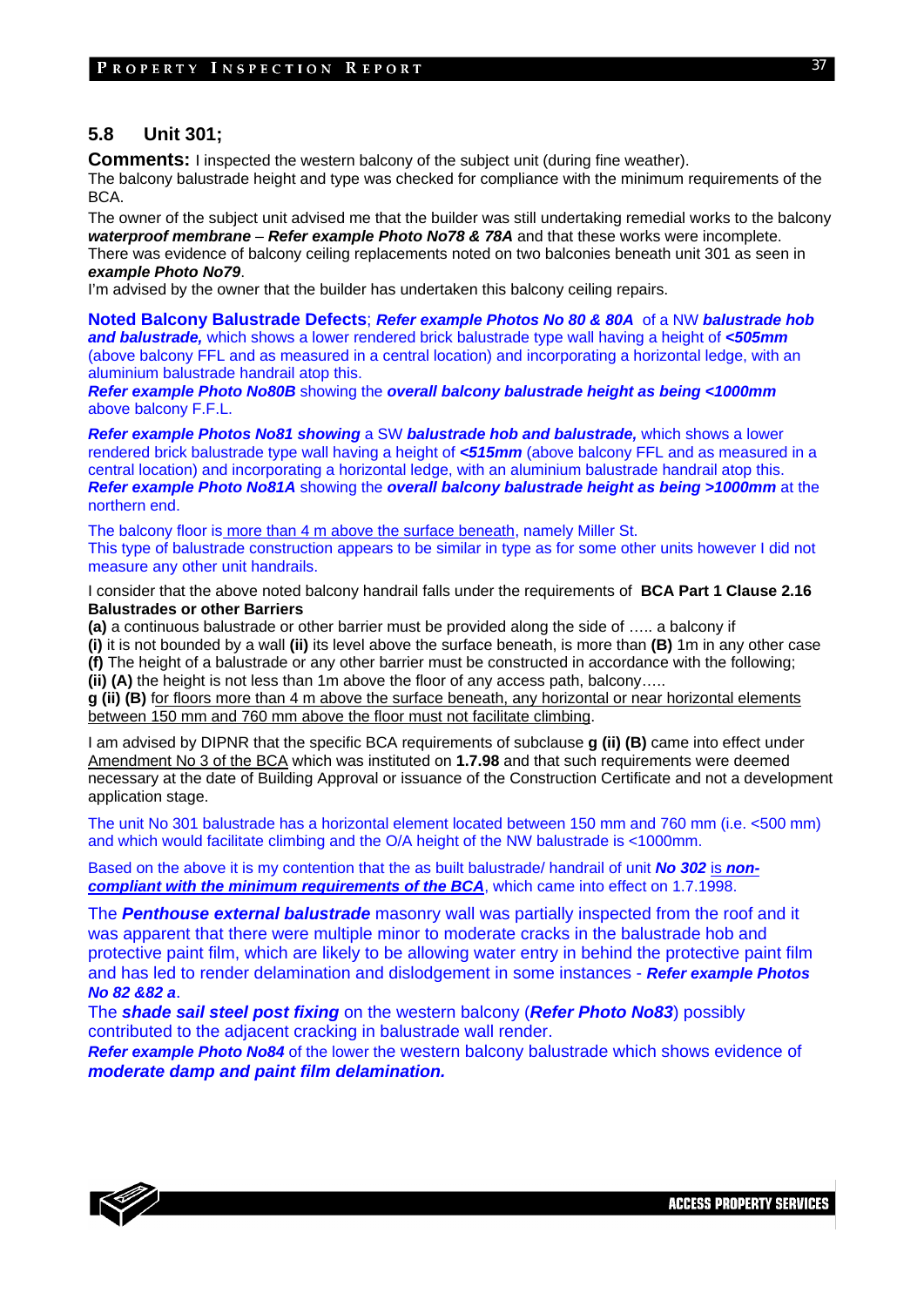## 5.8 Unit 301;

**Comments:** I inspected the western balcony of the subject unit (during fine weather).
The balcony balustrade height and type was checked for compliance with the minimum requirements of the BCA.
The owner of the subject unit advised me that the builder was still undertaking remedial works to the balcony ***waterproof membrane*** – ***Refer example Photo No78 & 78A*** and that these works were incomplete.
There was evidence of balcony ceiling replacements noted on two balconies beneath unit 301 as seen in ***example Photo No79***.
I'm advised by the owner that the builder has undertaken this balcony ceiling repairs.

**Noted Balcony Balustrade Defects**; ***Refer example Photos No 80 & 80A*** of a NW ***balustrade hob and balustrade,*** which shows a lower rendered brick balustrade type wall having a height of ***<505mm*** (above balcony FFL and as measured in a central location) and incorporating a horizontal ledge, with an aluminium balustrade handrail atop this.
***Refer example Photo No80B*** showing the ***overall balcony balustrade height as being <1000mm*** above balcony F.F.L.

***Refer example Photos No81 showing*** a SW ***balustrade hob and balustrade,*** which shows a lower rendered brick balustrade type wall having a height of ***<515mm*** (above balcony FFL and as measured in a central location) and incorporating a horizontal ledge, with an aluminium balustrade handrail atop this.
***Refer example Photo No81A*** showing the ***overall balcony balustrade height as being >1000mm*** at the northern end.

The balcony floor is more than 4 m above the surface beneath, namely Miller St.
This type of balustrade construction appears to be similar in type as for some other units however I did not measure any other unit handrails.

I consider that the above noted balcony handrail falls under the requirements of **BCA Part 1 Clause 2.16 Balustrades or other Barriers**
**(a)** a continuous balustrade or other barrier must be provided along the side of ….. a balcony if
**(i)** it is not bounded by a wall **(ii)** its level above the surface beneath, is more than **(B)** 1m in any other case
**(f)** The height of a balustrade or any other barrier must be constructed in accordance with the following;
**(ii) (A)** the height is not less than 1m above the floor of any access path, balcony…..
**g (ii) (B)** for floors more than 4 m above the surface beneath, any horizontal or near horizontal elements between 150 mm and 760 mm above the floor must not facilitate climbing.

I am advised by DIPNR that the specific BCA requirements of subclause **g (ii) (B)** came into effect under Amendment No 3 of the BCA which was instituted on **1.7.98** and that such requirements were deemed necessary at the date of Building Approval or issuance of the Construction Certificate and not a development application stage.

The unit No 301 balustrade has a horizontal element located between 150 mm and 760 mm (i.e. <500 mm) and which would facilitate climbing and the O/A height of the NW balustrade is <1000mm.

Based on the above it is my contention that the as built balustrade/ handrail of unit ***No 302*** is ***non-compliant with the minimum requirements of the BCA***, which came into effect on 1.7.1998.

The ***Penthouse external balustrade*** masonry wall was partially inspected from the roof and it was apparent that there were multiple minor to moderate cracks in the balustrade hob and protective paint film, which are likely to be allowing water entry in behind the protective paint film and has led to render delamination and dislodgement in some instances - ***Refer example Photos No 82 &82 a***.
The ***shade sail steel post fixing*** on the western balcony (***Refer Photo No83***) possibly contributed to the adjacent cracking in balustrade wall render.
***Refer example Photo No84*** of the lower the western balcony balustrade which shows evidence of ***moderate damp and paint film delamination.***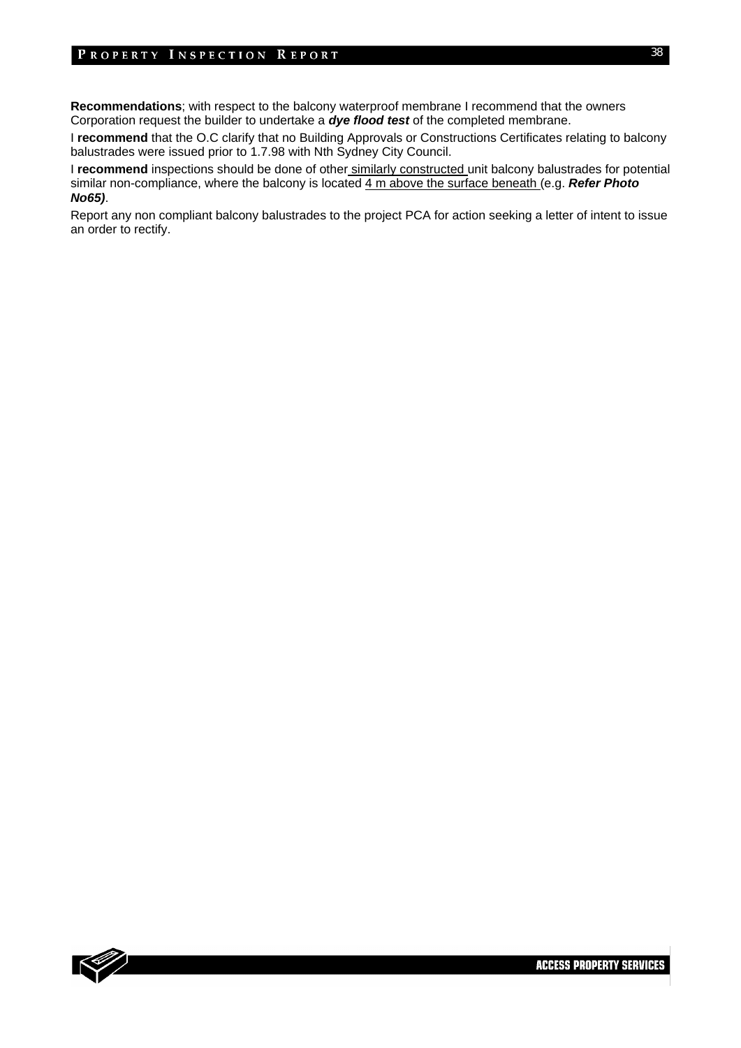**Recommendations**; with respect to the balcony waterproof membrane I recommend that the owners Corporation request the builder to undertake a ***dye flood test*** of the completed membrane.

I **recommend** that the O.C clarify that no Building Approvals or Constructions Certificates relating to balcony balustrades were issued prior to 1.7.98 with Nth Sydney City Council.

I **recommend** inspections should be done of other <u>similarly constructed</u> unit balcony balustrades for potential similar non-compliance, where the balcony is located <u>4 m above the surface beneath</u> (e.g. ***Refer Photo No65)***.

Report any non compliant balcony balustrades to the project PCA for action seeking a letter of intent to issue an order to rectify.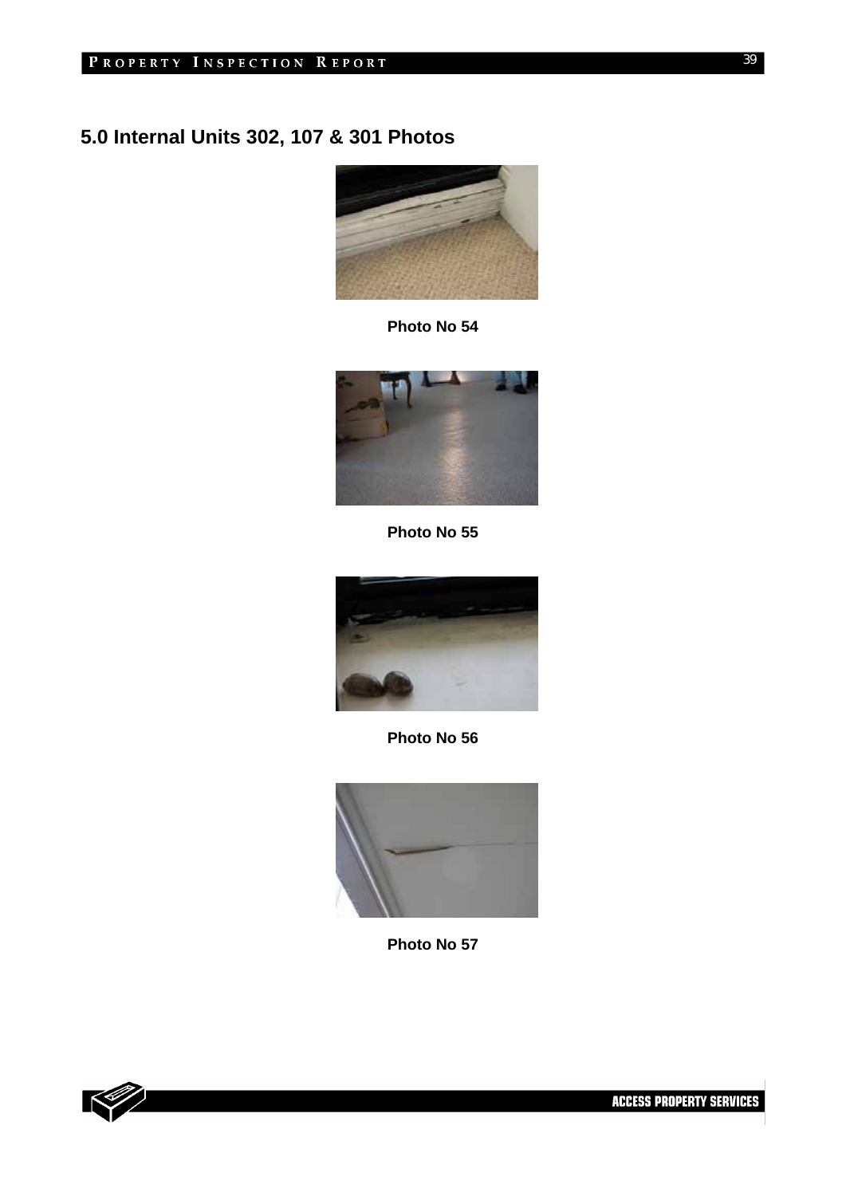## 5.0 Internal Units 302, 107 & 301 Photos

**Photo No 54**

**Photo No 55**

**Photo No 56**

**Photo No 57**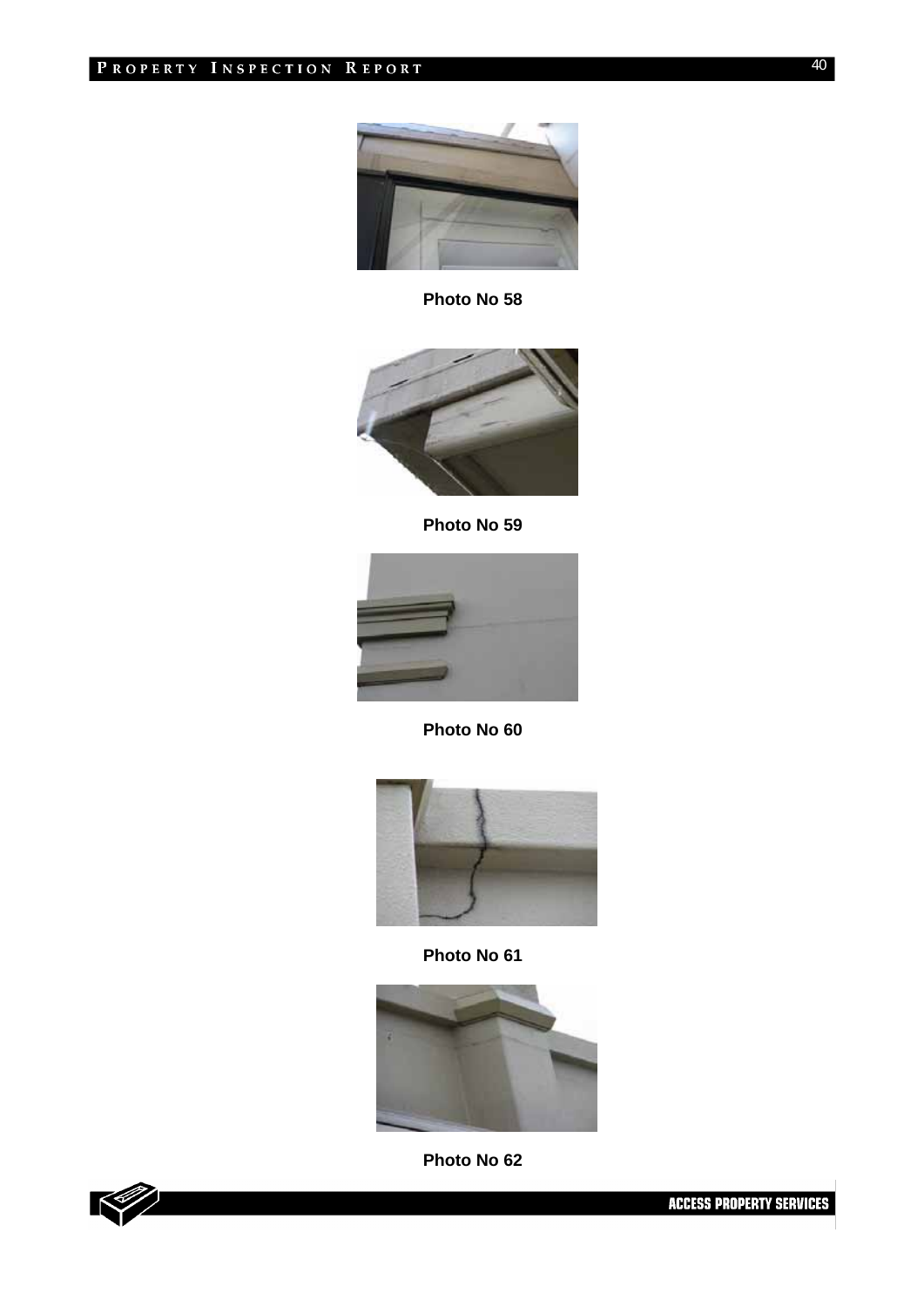**Photo No 58**

**Photo No 59**

**Photo No 60**

**Photo No 61**

**Photo No 62**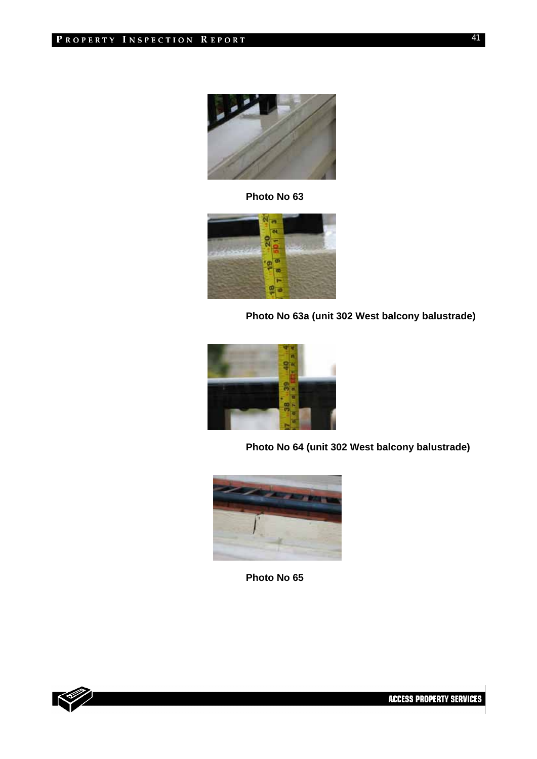Photo No 63

Photo No 63a (unit 302 West balcony balustrade)

Photo No 64 (unit 302 West balcony balustrade)

Photo No 65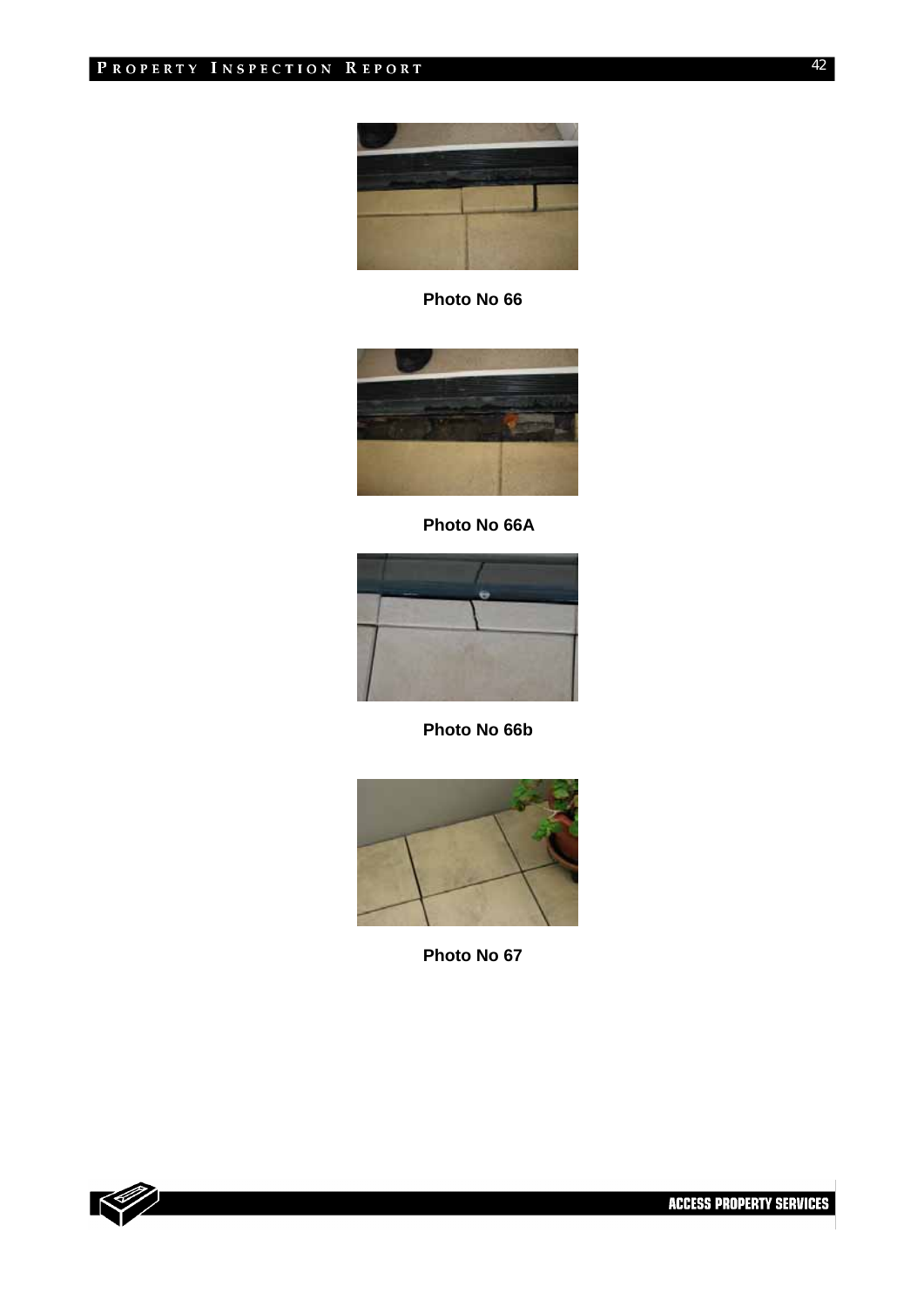**Photo No 66**

**Photo No 66A**

**Photo No 66b**

**Photo No 67**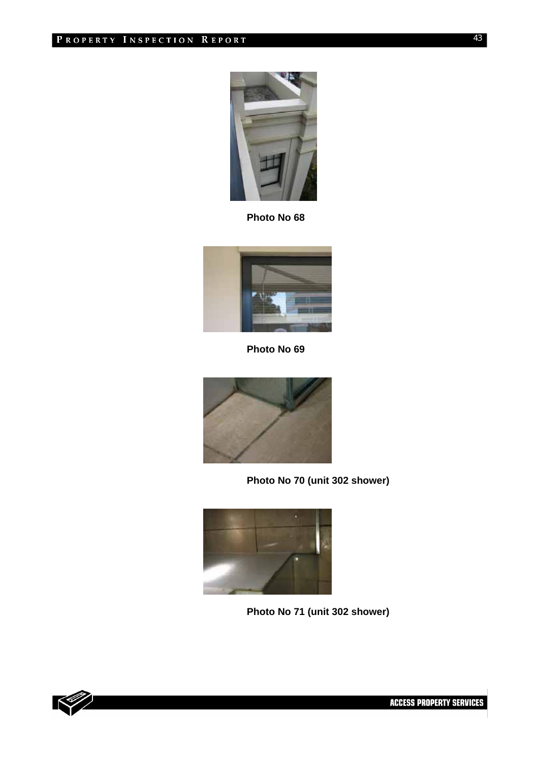Photo No 68

Photo No 69

Photo No 70 (unit 302 shower)

Photo No 71 (unit 302 shower)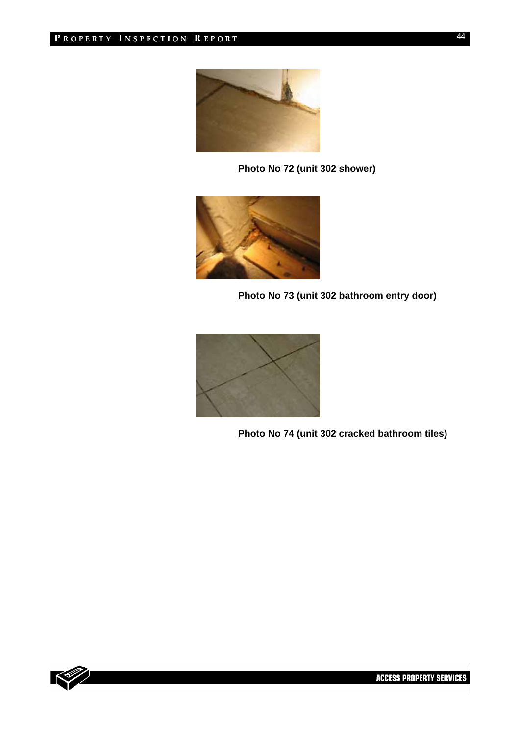**Photo No 72 (unit 302 shower)**

**Photo No 73 (unit 302 bathroom entry door)**

**Photo No 74 (unit 302 cracked bathroom tiles)**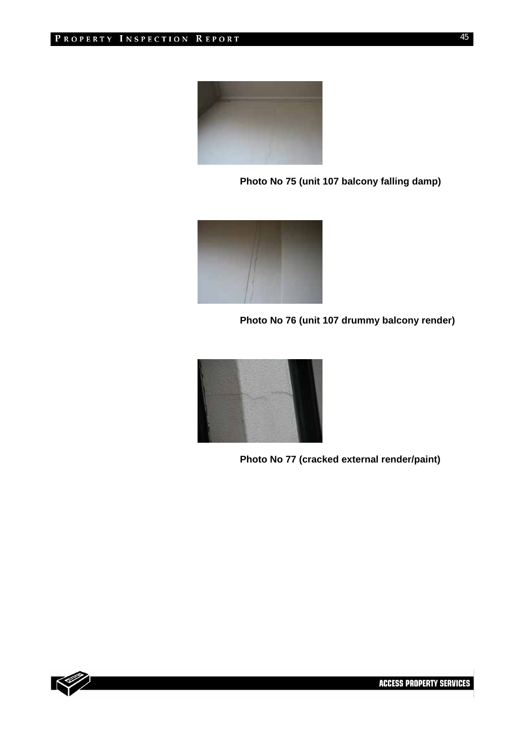**Photo No 75 (unit 107 balcony falling damp)**

**Photo No 76 (unit 107 drummy balcony render)**

**Photo No 77 (cracked external render/paint)**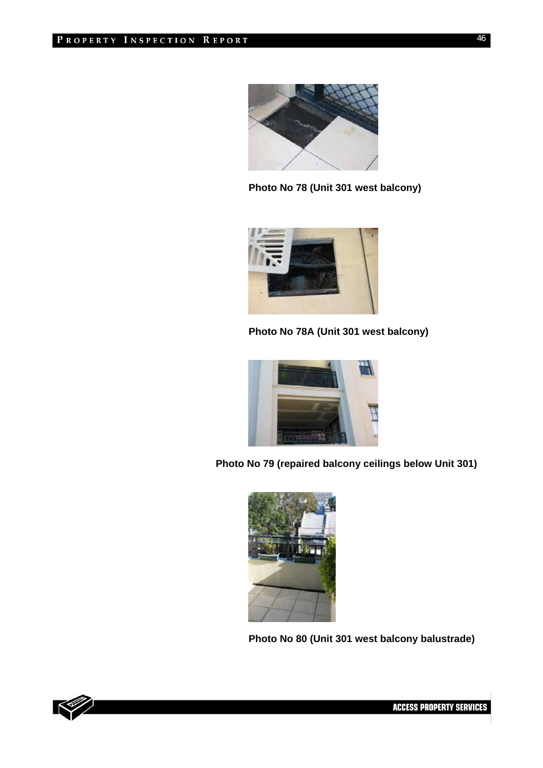**Photo No 78 (Unit 301 west balcony)**

**Photo No 78A (Unit 301 west balcony)**

**Photo No 79 (repaired balcony ceilings below Unit 301)**

**Photo No 80 (Unit 301 west balcony balustrade)**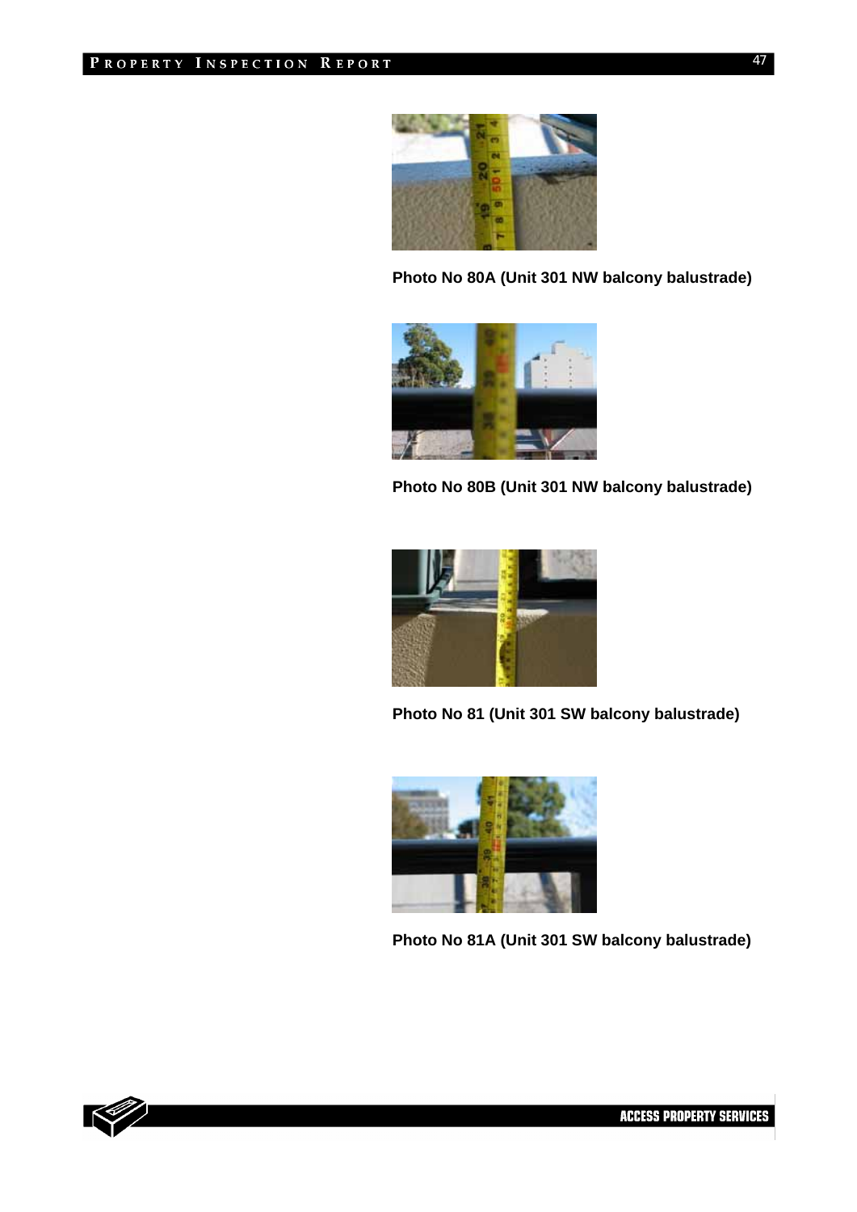**Photo No 80A (Unit 301 NW balcony balustrade)**

**Photo No 80B (Unit 301 NW balcony balustrade)**

**Photo No 81 (Unit 301 SW balcony balustrade)**

**Photo No 81A (Unit 301 SW balcony balustrade)**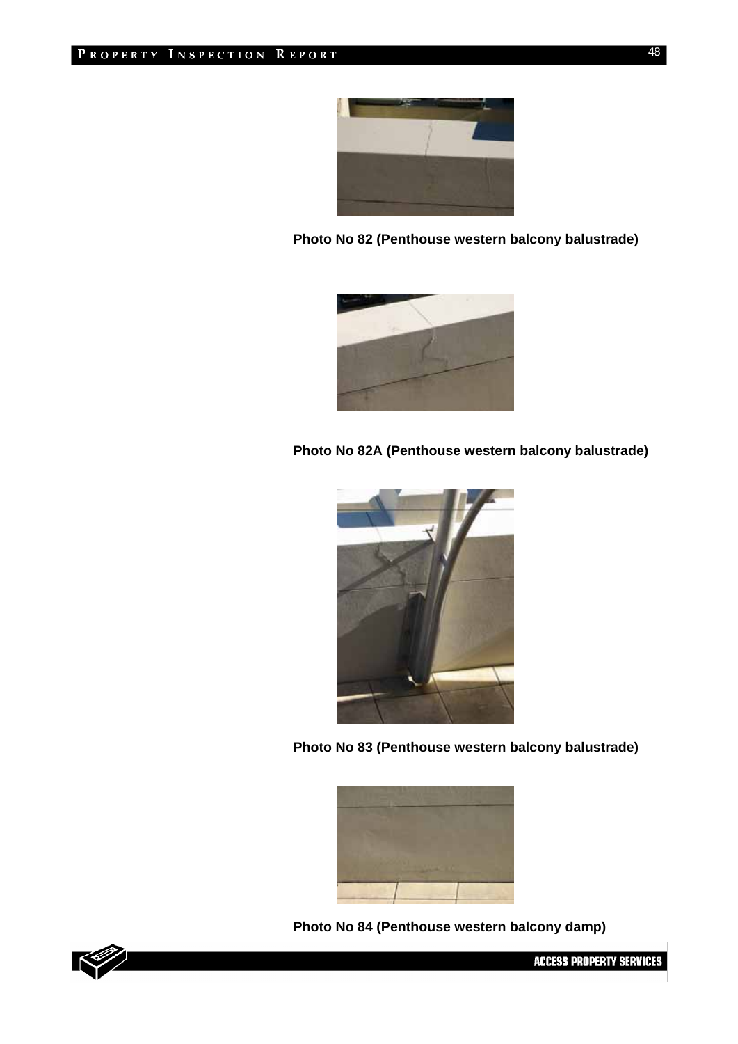**Photo No 82 (Penthouse western balcony balustrade)**

**Photo No 82A (Penthouse western balcony balustrade)**

**Photo No 83 (Penthouse western balcony balustrade)**

**Photo No 84 (Penthouse western balcony damp)**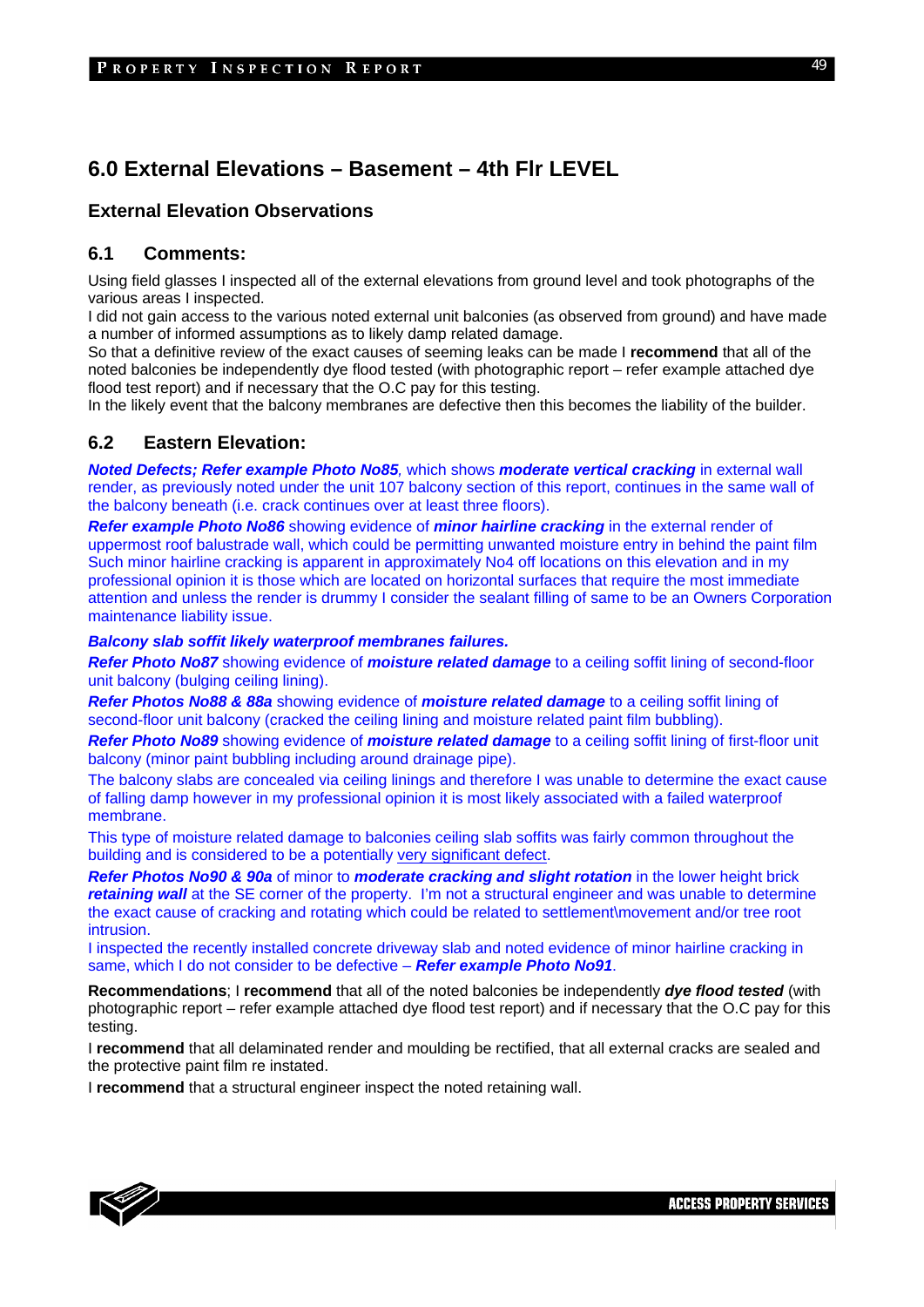## 6.0 External Elevations – Basement – 4th Flr LEVEL

### External Elevation Observations

### 6.1 Comments:

Using field glasses I inspected all of the external elevations from ground level and took photographs of the various areas I inspected.

I did not gain access to the various noted external unit balconies (as observed from ground) and have made a number of informed assumptions as to likely damp related damage.

So that a definitive review of the exact causes of seeming leaks can be made I **recommend** that all of the noted balconies be independently dye flood tested (with photographic report – refer example attached dye flood test report) and if necessary that the O.C pay for this testing.

In the likely event that the balcony membranes are defective then this becomes the liability of the builder.

### 6.2 Eastern Elevation:

***Noted Defects; Refer example Photo No85***, which shows ***moderate vertical cracking*** in external wall render, as previously noted under the unit 107 balcony section of this report, continues in the same wall of the balcony beneath (i.e. crack continues over at least three floors).

***Refer example Photo No86*** showing evidence of ***minor hairline cracking*** in the external render of uppermost roof balustrade wall, which could be permitting unwanted moisture entry in behind the paint film Such minor hairline cracking is apparent in approximately No4 off locations on this elevation and in my professional opinion it is those which are located on horizontal surfaces that require the most immediate attention and unless the render is drummy I consider the sealant filling of same to be an Owners Corporation maintenance liability issue.

***Balcony slab soffit likely waterproof membranes failures.***

***Refer Photo No87*** showing evidence of ***moisture related damage*** to a ceiling soffit lining of second-floor unit balcony (bulging ceiling lining).

***Refer Photos No88 & 88a*** showing evidence of ***moisture related damage*** to a ceiling soffit lining of second-floor unit balcony (cracked the ceiling lining and moisture related paint film bubbling).

***Refer Photo No89*** showing evidence of ***moisture related damage*** to a ceiling soffit lining of first-floor unit balcony (minor paint bubbling including around drainage pipe).

The balcony slabs are concealed via ceiling linings and therefore I was unable to determine the exact cause of falling damp however in my professional opinion it is most likely associated with a failed waterproof membrane.

This type of moisture related damage to balconies ceiling slab soffits was fairly common throughout the building and is considered to be a potentially <u>very significant defect</u>.

***Refer Photos No90 & 90a*** of minor to ***moderate cracking and slight rotation*** in the lower height brick ***retaining wall*** at the SE corner of the property. I'm not a structural engineer and was unable to determine the exact cause of cracking and rotating which could be related to settlement\movement and/or tree root intrusion.

I inspected the recently installed concrete driveway slab and noted evidence of minor hairline cracking in same, which I do not consider to be defective – ***Refer example Photo No91***.

**Recommendations**; I **recommend** that all of the noted balconies be independently ***dye flood tested*** (with photographic report – refer example attached dye flood test report) and if necessary that the O.C pay for this testing.

I **recommend** that all delaminated render and moulding be rectified, that all external cracks are sealed and the protective paint film re instated.

I **recommend** that a structural engineer inspect the noted retaining wall.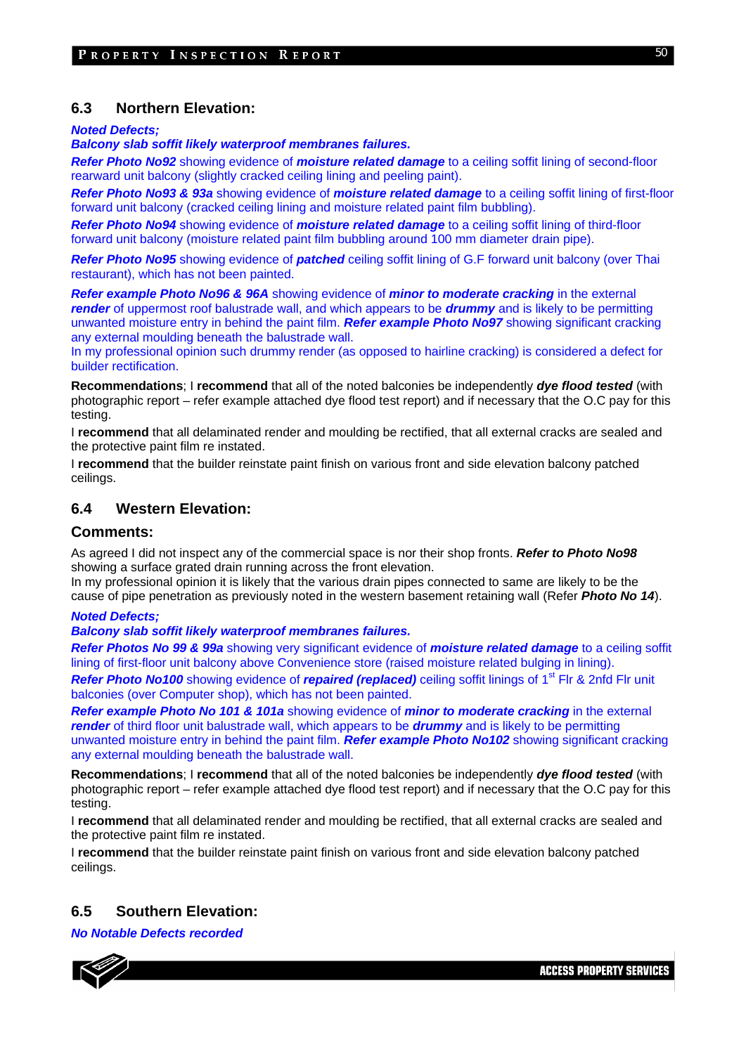## 6.3 Northern Elevation:

***Noted Defects;***

***Balcony slab soffit likely waterproof membranes failures.***

***Refer Photo No92*** showing evidence of ***moisture related damage*** to a ceiling soffit lining of second-floor rearward unit balcony (slightly cracked ceiling lining and peeling paint).

***Refer Photo No93 & 93a*** showing evidence of ***moisture related damage*** to a ceiling soffit lining of first-floor forward unit balcony (cracked ceiling lining and moisture related paint film bubbling).

***Refer Photo No94*** showing evidence of ***moisture related damage*** to a ceiling soffit lining of third-floor forward unit balcony (moisture related paint film bubbling around 100 mm diameter drain pipe).

***Refer Photo No95*** showing evidence of ***patched*** ceiling soffit lining of G.F forward unit balcony (over Thai restaurant), which has not been painted.

***Refer example Photo No96 & 96A*** showing evidence of ***minor to moderate cracking*** in the external ***render*** of uppermost roof balustrade wall, and which appears to be ***drummy*** and is likely to be permitting unwanted moisture entry in behind the paint film. ***Refer example Photo No97*** showing significant cracking any external moulding beneath the balustrade wall.
In my professional opinion such drummy render (as opposed to hairline cracking) is considered a defect for builder rectification.

**Recommendations**; I **recommend** that all of the noted balconies be independently ***dye flood tested*** (with photographic report – refer example attached dye flood test report) and if necessary that the O.C pay for this testing.

I **recommend** that all delaminated render and moulding be rectified, that all external cracks are sealed and the protective paint film re instated.

I **recommend** that the builder reinstate paint finish on various front and side elevation balcony patched ceilings.

## 6.4 Western Elevation:

### Comments:

As agreed I did not inspect any of the commercial space is nor their shop fronts. ***Refer to Photo No98*** showing a surface grated drain running across the front elevation.
In my professional opinion it is likely that the various drain pipes connected to same are likely to be the cause of pipe penetration as previously noted in the western basement retaining wall (Refer ***Photo No 14***).

***Noted Defects;***

***Balcony slab soffit likely waterproof membranes failures.***

***Refer Photos No 99 & 99a*** showing very significant evidence of ***moisture related damage*** to a ceiling soffit lining of first-floor unit balcony above Convenience store (raised moisture related bulging in lining).

***Refer Photo No100*** showing evidence of ***repaired (replaced)*** ceiling soffit linings of 1st Flr & 2nfd Flr unit balconies (over Computer shop), which has not been painted.

***Refer example Photo No 101 & 101a*** showing evidence of ***minor to moderate cracking*** in the external ***render*** of third floor unit balustrade wall, which appears to be ***drummy*** and is likely to be permitting unwanted moisture entry in behind the paint film. ***Refer example Photo No102*** showing significant cracking any external moulding beneath the balustrade wall.

**Recommendations**; I **recommend** that all of the noted balconies be independently ***dye flood tested*** (with photographic report – refer example attached dye flood test report) and if necessary that the O.C pay for this testing.

I **recommend** that all delaminated render and moulding be rectified, that all external cracks are sealed and the protective paint film re instated.

I **recommend** that the builder reinstate paint finish on various front and side elevation balcony patched ceilings.

## 6.5 Southern Elevation:

***No Notable Defects recorded***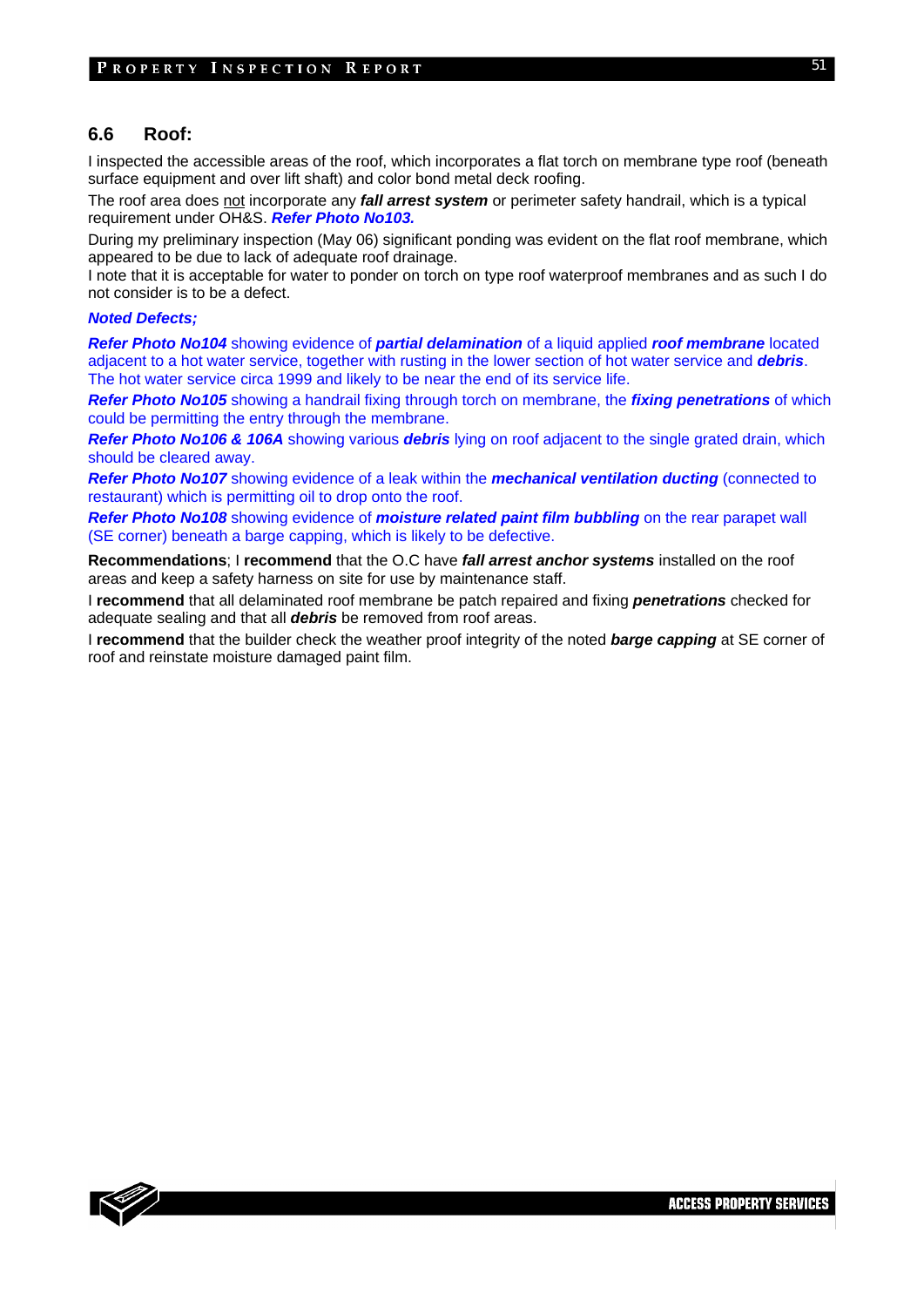## 6.6 Roof:

I inspected the accessible areas of the roof, which incorporates a flat torch on membrane type roof (beneath surface equipment and over lift shaft) and color bond metal deck roofing.

The roof area does not incorporate any ***fall arrest system*** or perimeter safety handrail, which is a typical requirement under OH&S. ***Refer Photo No103.***

During my preliminary inspection (May 06) significant ponding was evident on the flat roof membrane, which appeared to be due to lack of adequate roof drainage.

I note that it is acceptable for water to ponder on torch on type roof waterproof membranes and as such I do not consider is to be a defect.

***Noted Defects;***

***Refer Photo No104*** showing evidence of ***partial delamination*** of a liquid applied ***roof membrane*** located adjacent to a hot water service, together with rusting in the lower section of hot water service and ***debris***. The hot water service circa 1999 and likely to be near the end of its service life.

***Refer Photo No105*** showing a handrail fixing through torch on membrane, the ***fixing penetrations*** of which could be permitting the entry through the membrane.

***Refer Photo No106 & 106A*** showing various ***debris*** lying on roof adjacent to the single grated drain, which should be cleared away.

***Refer Photo No107*** showing evidence of a leak within the ***mechanical ventilation ducting*** (connected to restaurant) which is permitting oil to drop onto the roof.

***Refer Photo No108*** showing evidence of ***moisture related paint film bubbling*** on the rear parapet wall (SE corner) beneath a barge capping, which is likely to be defective.

**Recommendations**; I **recommend** that the O.C have ***fall arrest anchor systems*** installed on the roof areas and keep a safety harness on site for use by maintenance staff.

I **recommend** that all delaminated roof membrane be patch repaired and fixing ***penetrations*** checked for adequate sealing and that all ***debris*** be removed from roof areas.

I **recommend** that the builder check the weather proof integrity of the noted ***barge capping*** at SE corner of roof and reinstate moisture damaged paint film.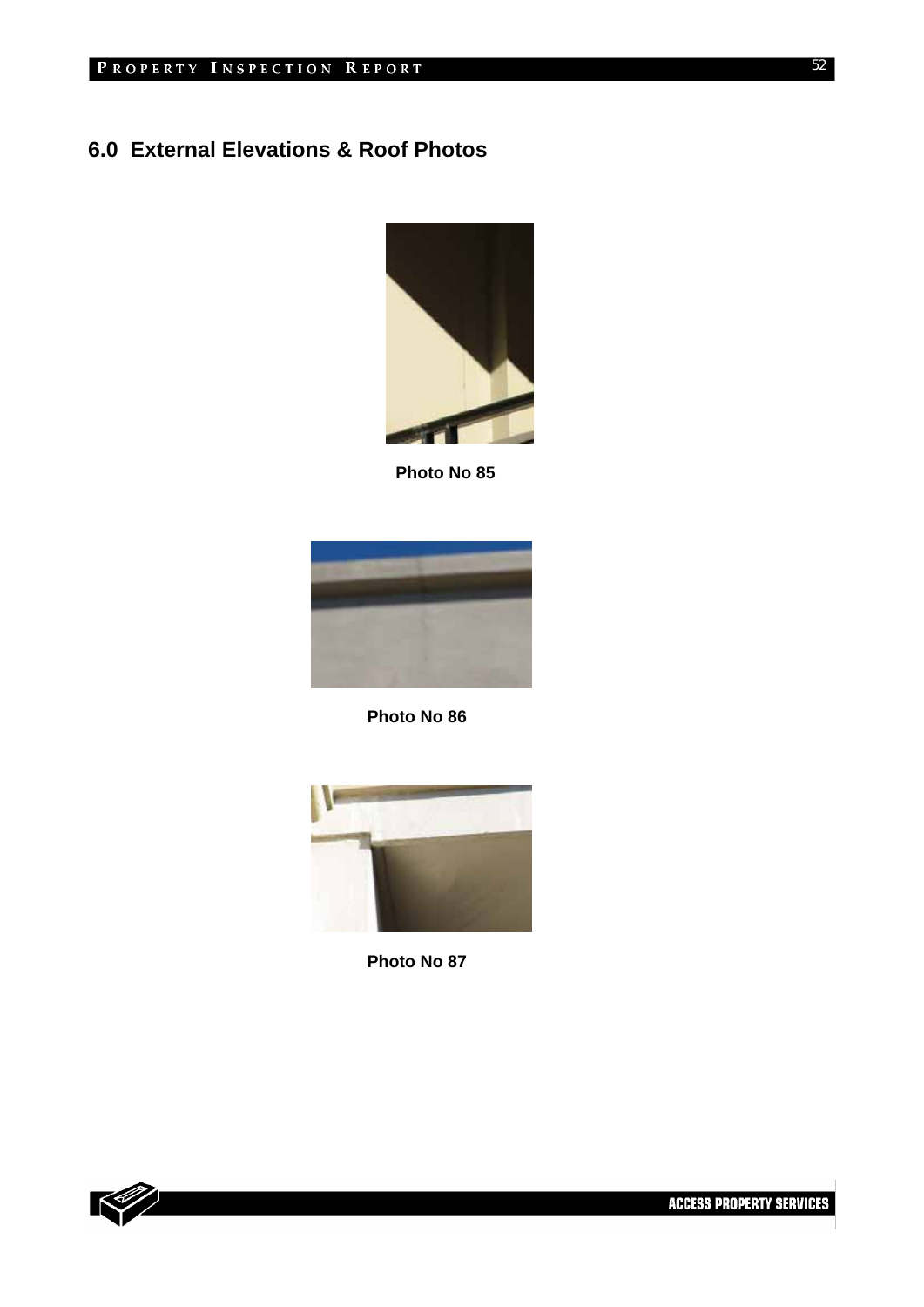## 6.0 External Elevations & Roof Photos

**Photo No 85**

**Photo No 86**

**Photo No 87**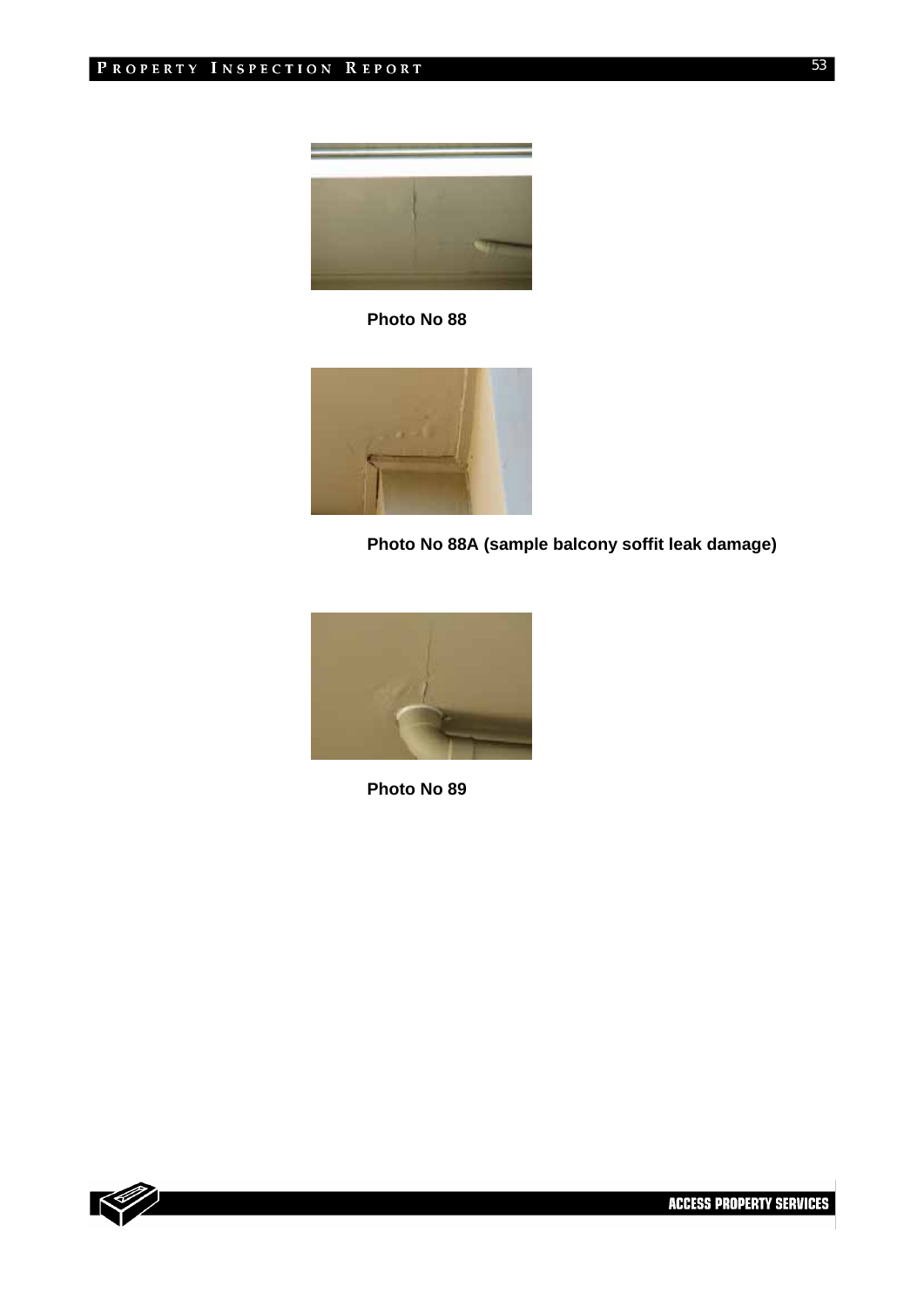Photo No 88

Photo No 88A (sample balcony soffit leak damage)

Photo No 89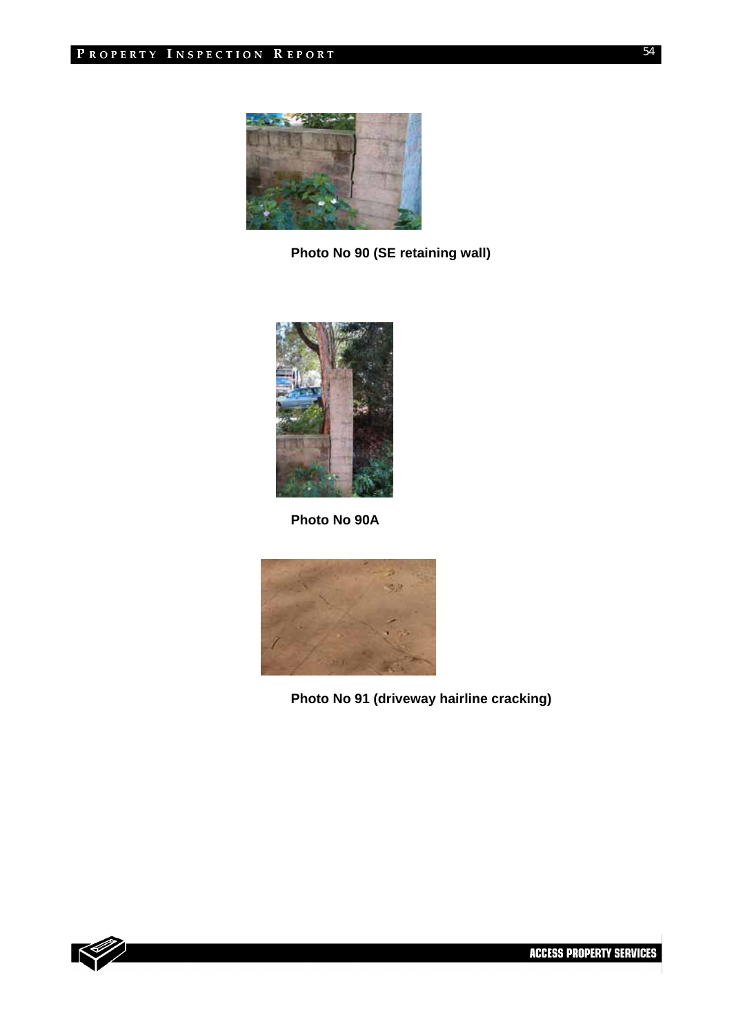**Photo No 90 (SE retaining wall)**

**Photo No 90A**

**Photo No 91 (driveway hairline cracking)**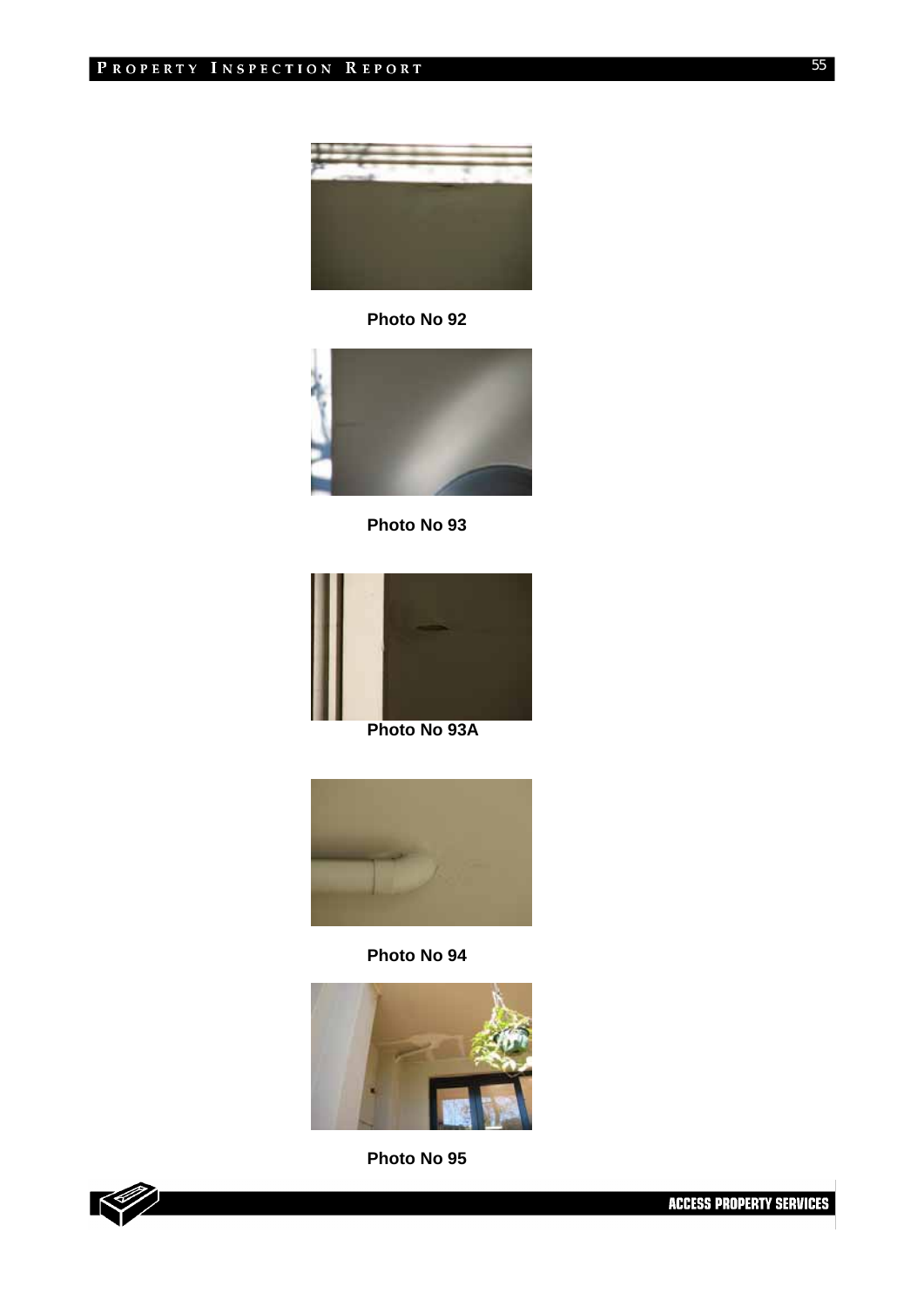Photo No 92

Photo No 93

Photo No 93A

Photo No 94

Photo No 95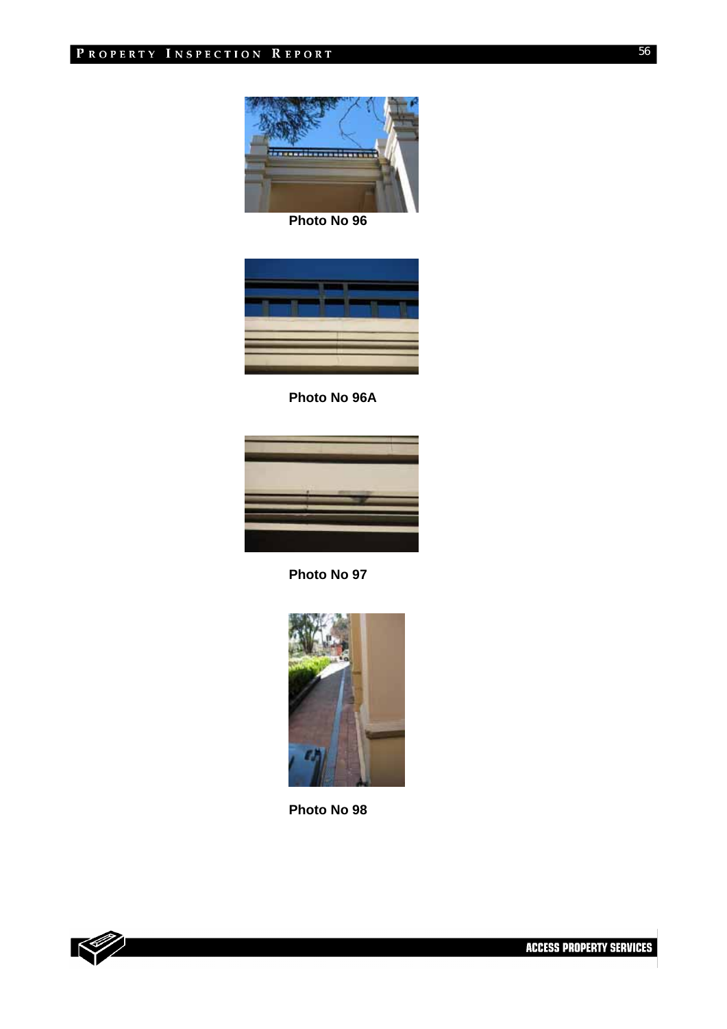Photo No 96

Photo No 96A

Photo No 97

Photo No 98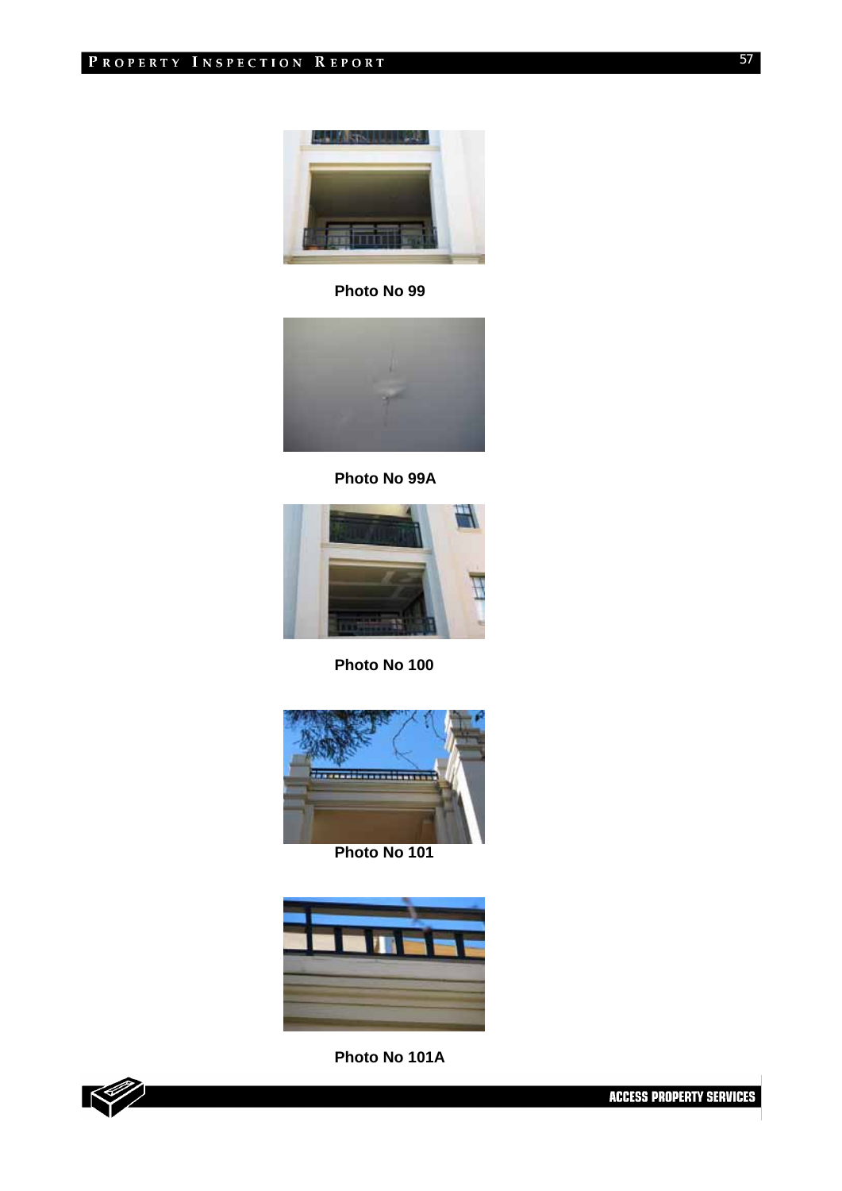Photo No 99

Photo No 99A

Photo No 100

Photo No 101

Photo No 101A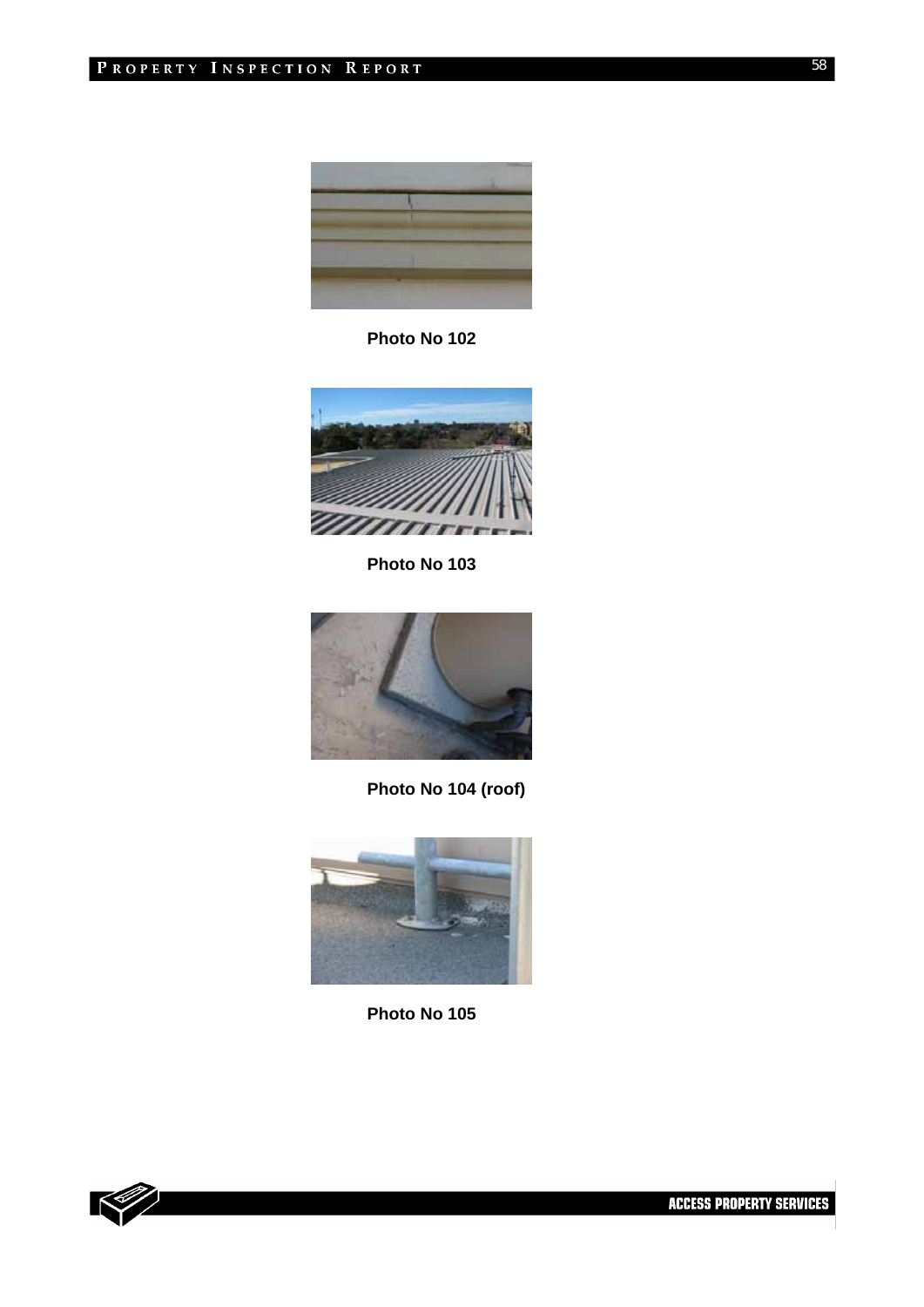**Photo No 102**

**Photo No 103**

**Photo No 104 (roof)**

**Photo No 105**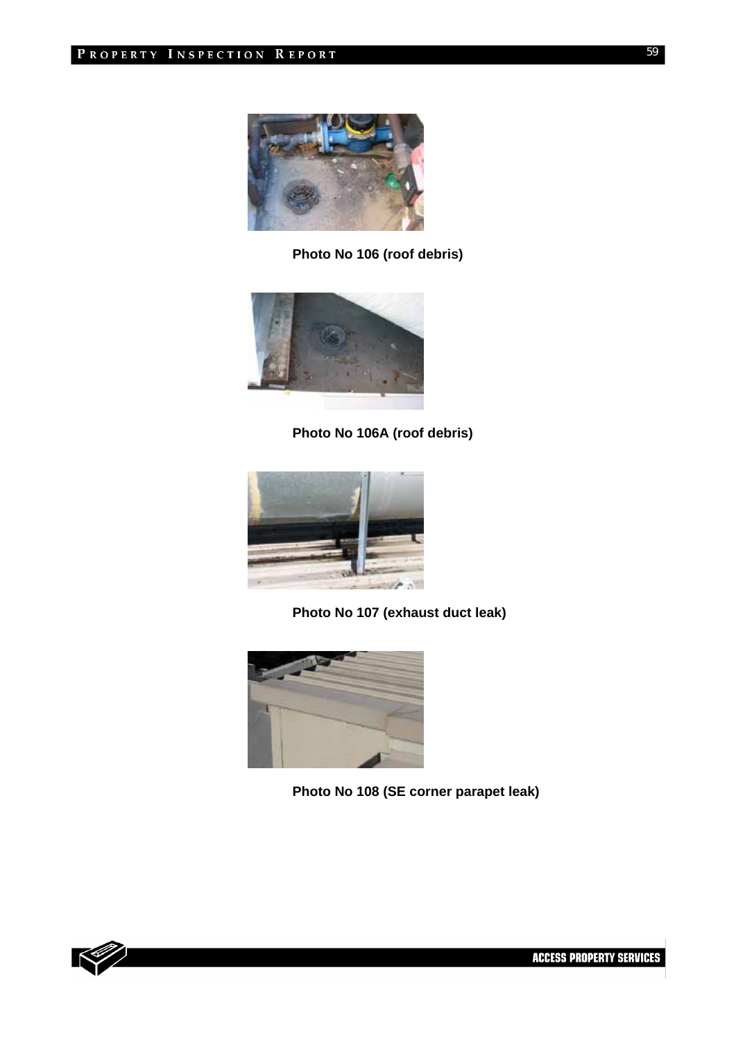**Photo No 106 (roof debris)**

**Photo No 106A (roof debris)**

**Photo No 107 (exhaust duct leak)**

**Photo No 108 (SE corner parapet leak)**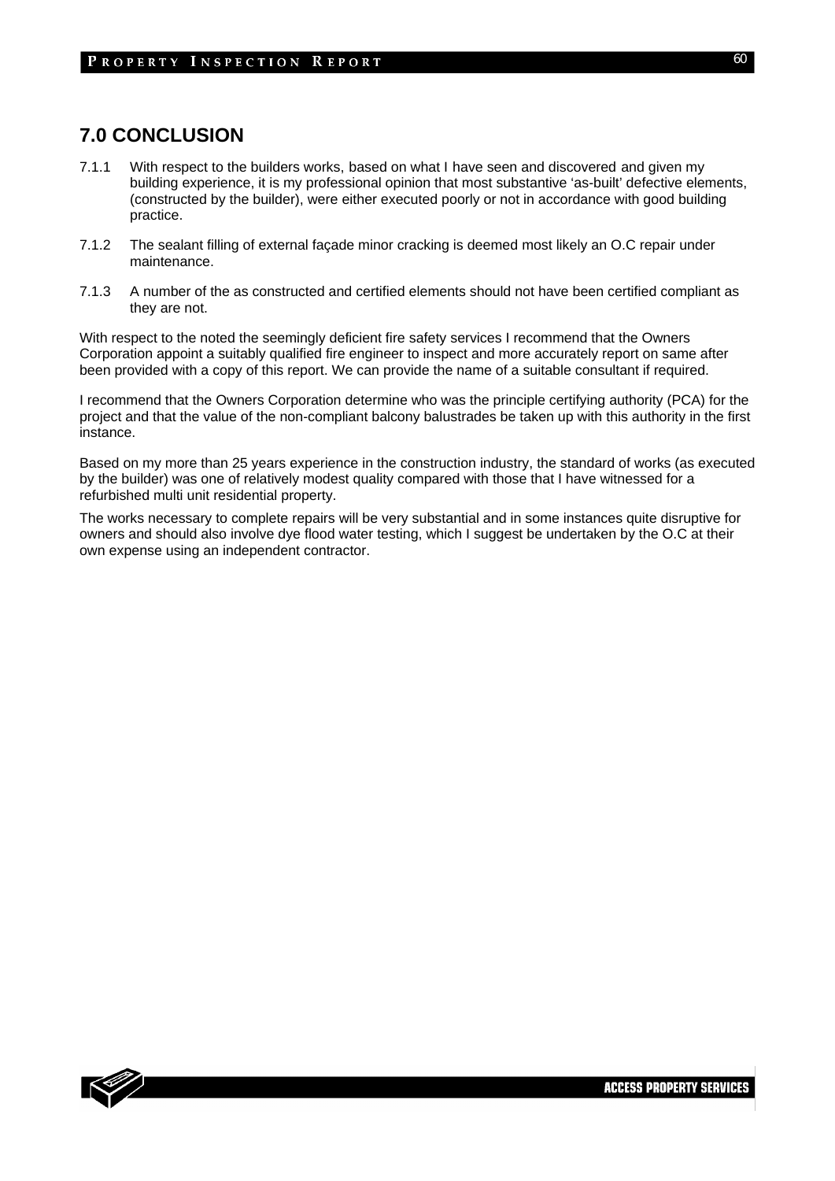## 7.0 CONCLUSION

7.1.1 With respect to the builders works, based on what I have seen and discovered and given my building experience, it is my professional opinion that most substantive 'as-built' defective elements, (constructed by the builder), were either executed poorly or not in accordance with good building practice.

7.1.2 The sealant filling of external façade minor cracking is deemed most likely an O.C repair under maintenance.

7.1.3 A number of the as constructed and certified elements should not have been certified compliant as they are not.

With respect to the noted the seemingly deficient fire safety services I recommend that the Owners Corporation appoint a suitably qualified fire engineer to inspect and more accurately report on same after been provided with a copy of this report. We can provide the name of a suitable consultant if required.

I recommend that the Owners Corporation determine who was the principle certifying authority (PCA) for the project and that the value of the non-compliant balcony balustrades be taken up with this authority in the first instance.

Based on my more than 25 years experience in the construction industry, the standard of works (as executed by the builder) was one of relatively modest quality compared with those that I have witnessed for a refurbished multi unit residential property.

The works necessary to complete repairs will be very substantial and in some instances quite disruptive for owners and should also involve dye flood water testing, which I suggest be undertaken by the O.C at their own expense using an independent contractor.